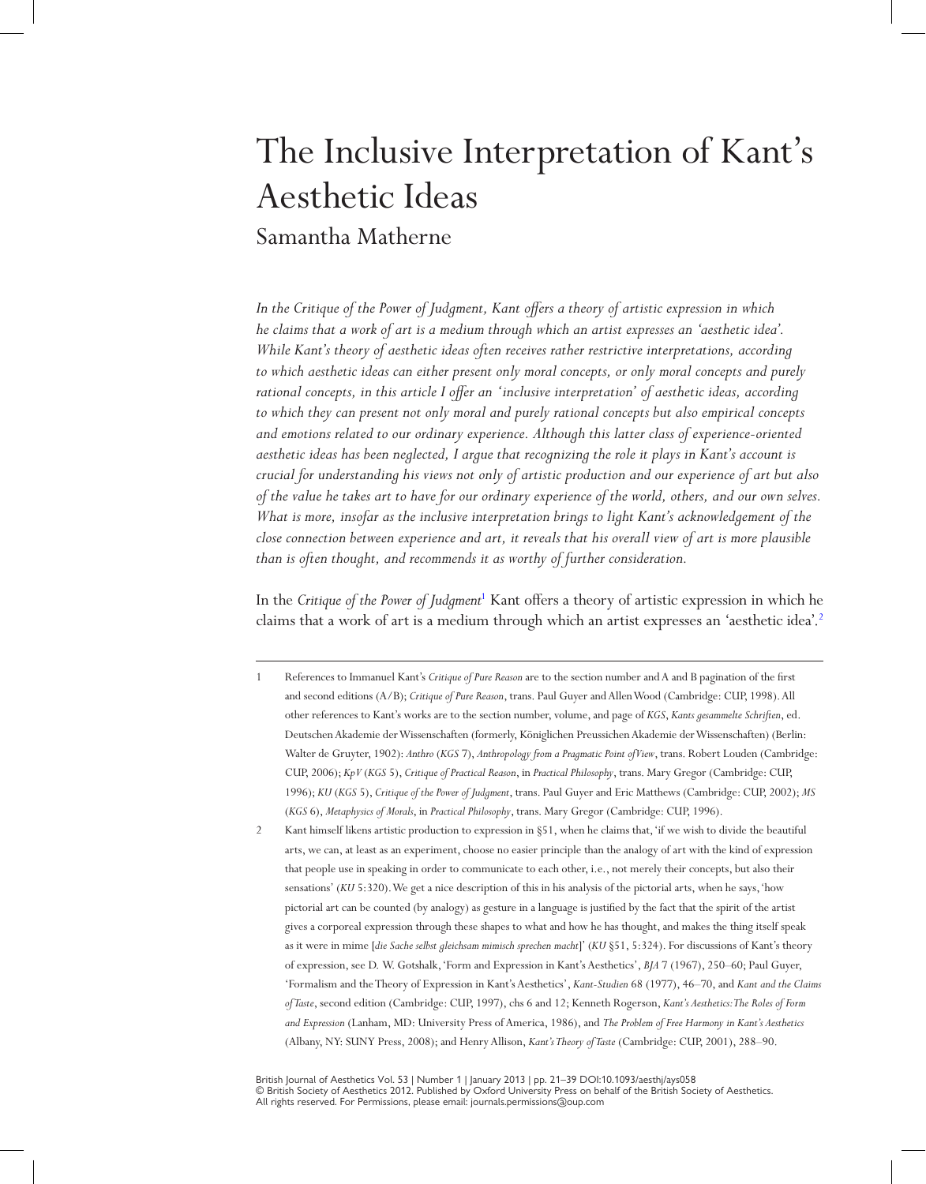# The Inclusive Interpretation of Kant's Aesthetic Ideas

## Samantha Matherne

*In the Critique of the Power of Judgment, Kant offers a theory of artistic expression in which he claims that a work of art is a medium through which an artist expresses an 'aesthetic idea'. While Kant's theory of aesthetic ideas often receives rather restrictive interpretations, according to which aesthetic ideas can either present only moral concepts, or only moral concepts and purely rational concepts, in this article I offer an 'inclusive interpretation' of aesthetic ideas, according to which they can present not only moral and purely rational concepts but also empirical concepts and emotions related to our ordinary experience. Although this latter class of experience-oriented aesthetic ideas has been neglected, I argue that recognizing the role it plays in Kant's account is crucial for understanding his views not only of artistic production and our experience of art but also of the value he takes art to have for our ordinary experience of the world, others, and our own selves. What is more, insofar as the inclusive interpretation brings to light Kant's acknowledgement of the close connection between experience and art, it reveals that his overall view of art is more plausible than is often thought, and recommends it as worthy of further consideration.*

In the *Critique of the Power of Judgment*[1] Kant offers a theory of artistic expression in which he claims that a work of art is a medium through which an artist expresses an 'aesthetic idea'.[2]

---

1 References to Immanuel Kant's *Critique of Pure Reason* are to the section number and A and B pagination of the first and second editions (A/B); *Critique of Pure Reason*, trans. Paul Guyer and Allen Wood (Cambridge: CUP, 1998). All other references to Kant's works are to the section number, volume, and page of *KGS*, *Kants gesammelte Schriften*, ed. Deutschen Akademie der Wissenschaften (formerly, Königlichen Preussichen Akademie der Wissenschaften) (Berlin: Walter de Gruyter, 1902): *Anthro* (*KGS* 7), *Anthropology from a Pragmatic Point of View*, trans. Robert Louden (Cambridge: CUP, 2006); *KpV* (*KGS* 5), *Critique of Practical Reason*, in *Practical Philosophy*, trans. Mary Gregor (Cambridge: CUP, 1996); *KU* (*KGS* 5), *Critique of the Power of Judgment*, trans. Paul Guyer and Eric Matthews (Cambridge: CUP, 2002); *MS* (*KGS* 6), *Metaphysics of Morals*, in *Practical Philosophy*, trans. Mary Gregor (Cambridge: CUP, 1996).

2 Kant himself likens artistic production to expression in §51, when he claims that, 'if we wish to divide the beautiful arts, we can, at least as an experiment, choose no easier principle than the analogy of art with the kind of expression that people use in speaking in order to communicate to each other, i.e., not merely their concepts, but also their sensations' (*KU* 5:320). We get a nice description of this in his analysis of the pictorial arts, when he says, 'how pictorial art can be counted (by analogy) as gesture in a language is justified by the fact that the spirit of the artist gives a corporeal expression through these shapes to what and how he has thought, and makes the thing itself speak as it were in mime [*die Sache selbst gleichsam mimisch sprechen macht*]' (*KU* §51, 5:324). For discussions of Kant's theory of expression, see D. W. Gotshalk, 'Form and Expression in Kant's Aesthetics', *BJA* 7 (1967), 250–60; Paul Guyer, 'Formalism and the Theory of Expression in Kant's Aesthetics', *Kant-Studien* 68 (1977), 46–70, and *Kant and the Claims of Taste*, second edition (Cambridge: CUP, 1997), chs 6 and 12; Kenneth Rogerson, *Kant's Aesthetics: The Roles of Form and Expression* (Lanham, MD: University Press of America, 1986), and *The Problem of Free Harmony in Kant's Aesthetics* (Albany, NY: SUNY Press, 2008); and Henry Allison, *Kant's Theory of Taste* (Cambridge: CUP, 2001), 288–90.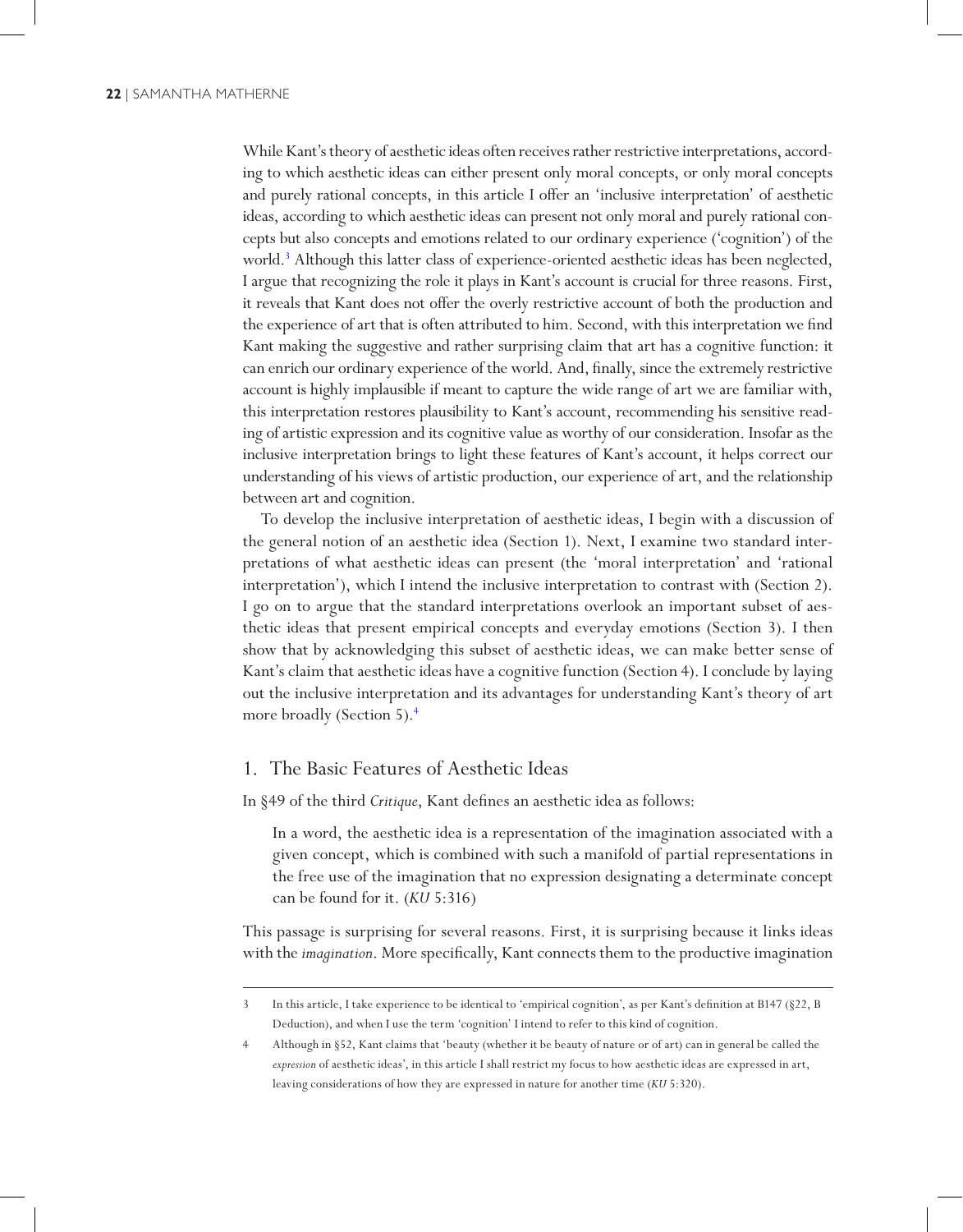While Kant's theory of aesthetic ideas often receives rather restrictive interpretations, according to which aesthetic ideas can either present only moral concepts, or only moral concepts and purely rational concepts, in this article I offer an 'inclusive interpretation' of aesthetic ideas, according to which aesthetic ideas can present not only moral and purely rational concepts but also concepts and emotions related to our ordinary experience ('cognition') of the world.[3] Although this latter class of experience-oriented aesthetic ideas has been neglected, I argue that recognizing the role it plays in Kant's account is crucial for three reasons. First, it reveals that Kant does not offer the overly restrictive account of both the production and the experience of art that is often attributed to him. Second, with this interpretation we find Kant making the suggestive and rather surprising claim that art has a cognitive function: it can enrich our ordinary experience of the world. And, finally, since the extremely restrictive account is highly implausible if meant to capture the wide range of art we are familiar with, this interpretation restores plausibility to Kant's account, recommending his sensitive reading of artistic expression and its cognitive value as worthy of our consideration. Insofar as the inclusive interpretation brings to light these features of Kant's account, it helps correct our understanding of his views of artistic production, our experience of art, and the relationship between art and cognition.

To develop the inclusive interpretation of aesthetic ideas, I begin with a discussion of the general notion of an aesthetic idea (Section 1). Next, I examine two standard interpretations of what aesthetic ideas can present (the 'moral interpretation' and 'rational interpretation'), which I intend the inclusive interpretation to contrast with (Section 2). I go on to argue that the standard interpretations overlook an important subset of aesthetic ideas that present empirical concepts and everyday emotions (Section 3). I then show that by acknowledging this subset of aesthetic ideas, we can make better sense of Kant's claim that aesthetic ideas have a cognitive function (Section 4). I conclude by laying out the inclusive interpretation and its advantages for understanding Kant's theory of art more broadly (Section 5).[4]

## 1. The Basic Features of Aesthetic Ideas

In §49 of the third *Critique*, Kant defines an aesthetic idea as follows:

> In a word, the aesthetic idea is a representation of the imagination associated with a given concept, which is combined with such a manifold of partial representations in the free use of the imagination that no expression designating a determinate concept can be found for it. (*KU* 5:316)

This passage is surprising for several reasons. First, it is surprising because it links ideas with the *imagination*. More specifically, Kant connects them to the productive imagination

---

3 In this article, I take experience to be identical to 'empirical cognition', as per Kant's definition at B147 (§22, B Deduction), and when I use the term 'cognition' I intend to refer to this kind of cognition.

4 Although in §52, Kant claims that 'beauty (whether it be beauty of nature or of art) can in general be called the *expression* of aesthetic ideas', in this article I shall restrict my focus to how aesthetic ideas are expressed in art, leaving considerations of how they are expressed in nature for another time (*KU* 5:320).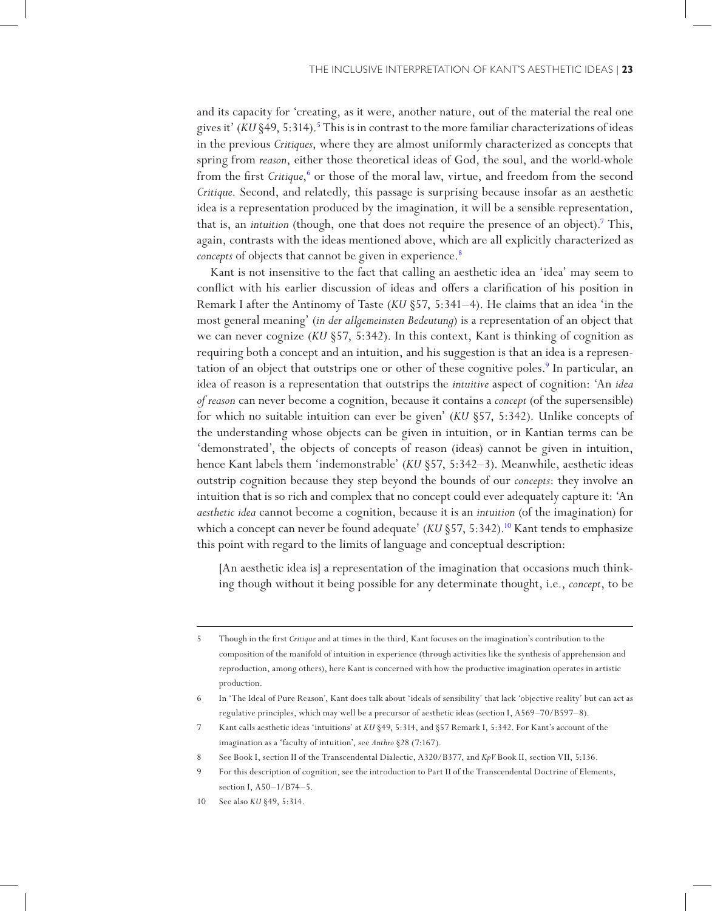and its capacity for 'creating, as it were, another nature, out of the material the real one gives it' (*KU* §49, 5:314).[5] This is in contrast to the more familiar characterizations of ideas in the previous *Critiques*, where they are almost uniformly characterized as concepts that spring from *reason*, either those theoretical ideas of God, the soul, and the world-whole from the first *Critique*,[6] or those of the moral law, virtue, and freedom from the second *Critique*. Second, and relatedly, this passage is surprising because insofar as an aesthetic idea is a representation produced by the imagination, it will be a sensible representation, that is, an *intuition* (though, one that does not require the presence of an object).[7] This, again, contrasts with the ideas mentioned above, which are all explicitly characterized as *concepts* of objects that cannot be given in experience.[8]

Kant is not insensitive to the fact that calling an aesthetic idea an 'idea' may seem to conflict with his earlier discussion of ideas and offers a clarification of his position in Remark I after the Antinomy of Taste (*KU* §57, 5:341–4). He claims that an idea 'in the most general meaning' (*in der allgemeinsten Bedeutung*) is a representation of an object that we can never cognize (*KU* §57, 5:342). In this context, Kant is thinking of cognition as requiring both a concept and an intuition, and his suggestion is that an idea is a representation of an object that outstrips one or other of these cognitive poles.[9] In particular, an idea of reason is a representation that outstrips the *intuitive* aspect of cognition: 'An *idea of reason* can never become a cognition, because it contains a *concept* (of the supersensible) for which no suitable intuition can ever be given' (*KU* §57, 5:342). Unlike concepts of the understanding whose objects can be given in intuition, or in Kantian terms can be 'demonstrated', the objects of concepts of reason (ideas) cannot be given in intuition, hence Kant labels them 'indemonstrable' (*KU* §57, 5:342–3). Meanwhile, aesthetic ideas outstrip cognition because they step beyond the bounds of our *concepts*: they involve an intuition that is so rich and complex that no concept could ever adequately capture it: 'An *aesthetic idea* cannot become a cognition, because it is an *intuition* (of the imagination) for which a concept can never be found adequate' (*KU* §57, 5:342).[10] Kant tends to emphasize this point with regard to the limits of language and conceptual description:

> [An aesthetic idea is] a representation of the imagination that occasions much thinking though without it being possible for any determinate thought, i.e., *concept*, to be

---

5 Though in the first *Critique* and at times in the third, Kant focuses on the imagination's contribution to the composition of the manifold of intuition in experience (through activities like the synthesis of apprehension and reproduction, among others), here Kant is concerned with how the productive imagination operates in artistic production.

6 In 'The Ideal of Pure Reason', Kant does talk about 'ideals of sensibility' that lack 'objective reality' but can act as regulative principles, which may well be a precursor of aesthetic ideas (section I, A569–70/B597–8).

7 Kant calls aesthetic ideas 'intuitions' at *KU* §49, 5:314, and §57 Remark I, 5:342. For Kant's account of the imagination as a 'faculty of intuition', see *Anthro* §28 (7:167).

8 See Book I, section II of the Transcendental Dialectic, A320/B377, and *KpV* Book II, section VII, 5:136.

9 For this description of cognition, see the introduction to Part II of the Transcendental Doctrine of Elements, section I, A50–1/B74–5.

10 See also *KU* §49, 5:314.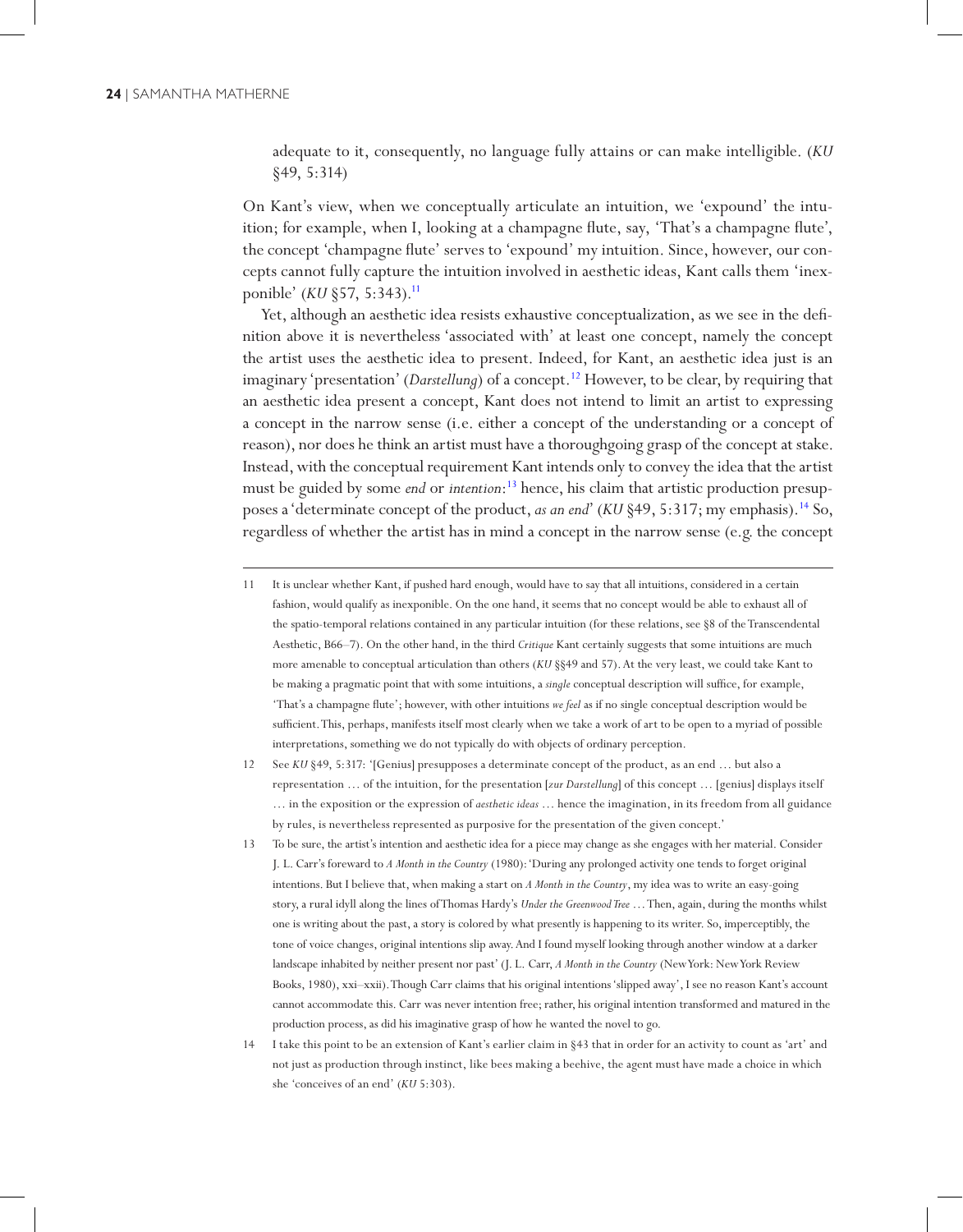adequate to it, consequently, no language fully attains or can make intelligible. (*KU* §49, 5:314)

On Kant's view, when we conceptually articulate an intuition, we 'expound' the intuition; for example, when I, looking at a champagne flute, say, 'That's a champagne flute', the concept 'champagne flute' serves to 'expound' my intuition. Since, however, our concepts cannot fully capture the intuition involved in aesthetic ideas, Kant calls them 'inexponible' (*KU* §57, 5:343).[11]

Yet, although an aesthetic idea resists exhaustive conceptualization, as we see in the definition above it is nevertheless 'associated with' at least one concept, namely the concept the artist uses the aesthetic idea to present. Indeed, for Kant, an aesthetic idea just is an imaginary 'presentation' (*Darstellung*) of a concept.[12] However, to be clear, by requiring that an aesthetic idea present a concept, Kant does not intend to limit an artist to expressing a concept in the narrow sense (i.e. either a concept of the understanding or a concept of reason), nor does he think an artist must have a thoroughgoing grasp of the concept at stake. Instead, with the conceptual requirement Kant intends only to convey the idea that the artist must be guided by some *end* or *intention*:[13] hence, his claim that artistic production presupposes a 'determinate concept of the product, *as an end*' (*KU* §49, 5:317; my emphasis).[14] So, regardless of whether the artist has in mind a concept in the narrow sense (e.g. the concept

---

11 It is unclear whether Kant, if pushed hard enough, would have to say that all intuitions, considered in a certain fashion, would qualify as inexponible. On the one hand, it seems that no concept would be able to exhaust all of the spatio-temporal relations contained in any particular intuition (for these relations, see §8 of the Transcendental Aesthetic, B66–7). On the other hand, in the third *Critique* Kant certainly suggests that some intuitions are much more amenable to conceptual articulation than others (*KU* §§49 and 57). At the very least, we could take Kant to be making a pragmatic point that with some intuitions, a *single* conceptual description will suffice, for example, 'That's a champagne flute'; however, with other intuitions *we feel* as if no single conceptual description would be sufficient. This, perhaps, manifests itself most clearly when we take a work of art to be open to a myriad of possible interpretations, something we do not typically do with objects of ordinary perception.

12 See *KU* §49, 5:317: '[Genius] presupposes a determinate concept of the product, as an end … but also a representation … of the intuition, for the presentation [*zur Darstellung*] of this concept … [genius] displays itself … in the exposition or the expression of *aesthetic ideas* … hence the imagination, in its freedom from all guidance by rules, is nevertheless represented as purposive for the presentation of the given concept.'

13 To be sure, the artist's intention and aesthetic idea for a piece may change as she engages with her material. Consider J. L. Carr's foreward to *A Month in the Country* (1980): 'During any prolonged activity one tends to forget original intentions. But I believe that, when making a start on *A Month in the Country*, my idea was to write an easy-going story, a rural idyll along the lines of Thomas Hardy's *Under the Greenwood Tree* … Then, again, during the months whilst one is writing about the past, a story is colored by what presently is happening to its writer. So, imperceptibly, the tone of voice changes, original intentions slip away. And I found myself looking through another window at a darker landscape inhabited by neither present nor past' (J. L. Carr, *A Month in the Country* (New York: New York Review Books, 1980), xxi–xxii). Though Carr claims that his original intentions 'slipped away', I see no reason Kant's account cannot accommodate this. Carr was never intention free; rather, his original intention transformed and matured in the production process, as did his imaginative grasp of how he wanted the novel to go.

14 I take this point to be an extension of Kant's earlier claim in §43 that in order for an activity to count as 'art' and not just as production through instinct, like bees making a beehive, the agent must have made a choice in which she 'conceives of an end' (*KU* 5:303).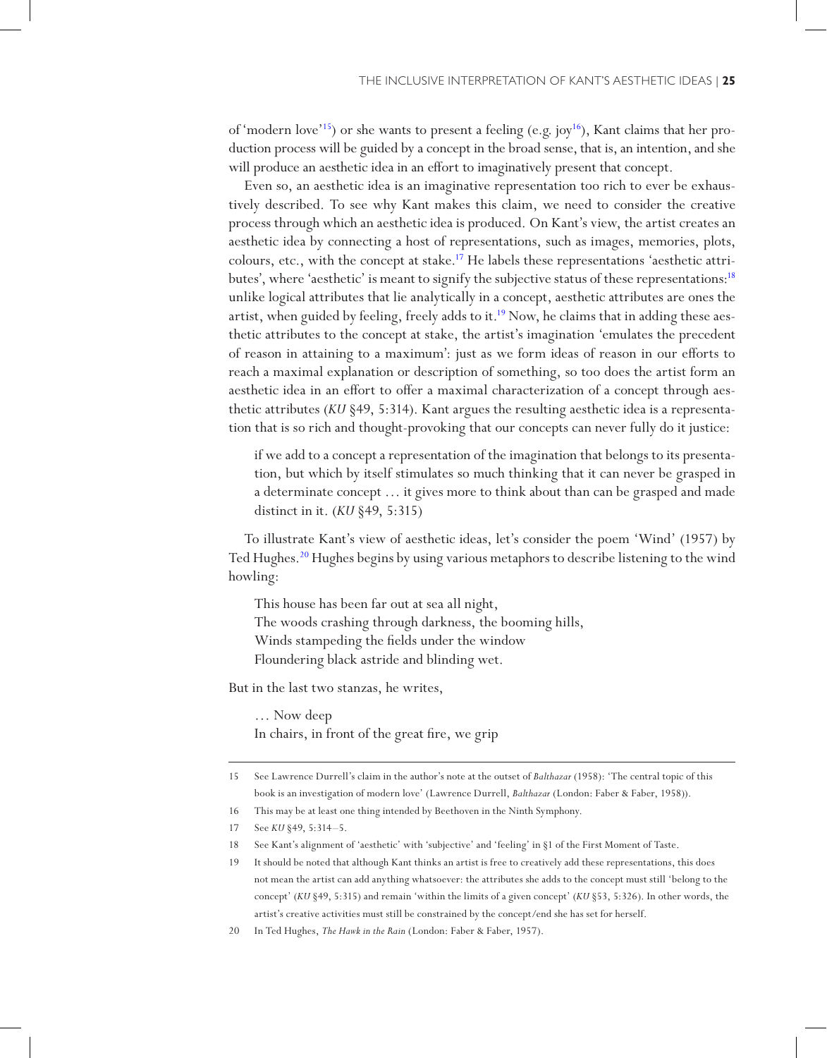of 'modern love'[15]) or she wants to present a feeling (e.g. joy[16]), Kant claims that her production process will be guided by a concept in the broad sense, that is, an intention, and she will produce an aesthetic idea in an effort to imaginatively present that concept.

Even so, an aesthetic idea is an imaginative representation too rich to ever be exhaustively described. To see why Kant makes this claim, we need to consider the creative process through which an aesthetic idea is produced. On Kant's view, the artist creates an aesthetic idea by connecting a host of representations, such as images, memories, plots, colours, etc., with the concept at stake.[17] He labels these representations 'aesthetic attributes', where 'aesthetic' is meant to signify the subjective status of these representations:[18] unlike logical attributes that lie analytically in a concept, aesthetic attributes are ones the artist, when guided by feeling, freely adds to it.[19] Now, he claims that in adding these aesthetic attributes to the concept at stake, the artist's imagination 'emulates the precedent of reason in attaining to a maximum': just as we form ideas of reason in our efforts to reach a maximal explanation or description of something, so too does the artist form an aesthetic idea in an effort to offer a maximal characterization of a concept through aesthetic attributes (*KU* §49, 5:314). Kant argues the resulting aesthetic idea is a representation that is so rich and thought-provoking that our concepts can never fully do it justice:

> if we add to a concept a representation of the imagination that belongs to its presentation, but which by itself stimulates so much thinking that it can never be grasped in a determinate concept … it gives more to think about than can be grasped and made distinct in it. (*KU* §49, 5:315)

To illustrate Kant's view of aesthetic ideas, let's consider the poem 'Wind' (1957) by Ted Hughes.[20] Hughes begins by using various metaphors to describe listening to the wind howling:

> This house has been far out at sea all night,
> The woods crashing through darkness, the booming hills,
> Winds stampeding the fields under the window
> Floundering black astride and blinding wet.

But in the last two stanzas, he writes,

> … Now deep
> In chairs, in front of the great fire, we grip

---

15 See Lawrence Durrell's claim in the author's note at the outset of *Balthazar* (1958): 'The central topic of this book is an investigation of modern love' (Lawrence Durrell, *Balthazar* (London: Faber & Faber, 1958)).

16 This may be at least one thing intended by Beethoven in the Ninth Symphony.

17 See *KU* §49, 5:314–5.

18 See Kant's alignment of 'aesthetic' with 'subjective' and 'feeling' in §1 of the First Moment of Taste.

19 It should be noted that although Kant thinks an artist is free to creatively add these representations, this does not mean the artist can add anything whatsoever: the attributes she adds to the concept must still 'belong to the concept' (*KU* §49, 5:315) and remain 'within the limits of a given concept' (*KU* §53, 5:326). In other words, the artist's creative activities must still be constrained by the concept/end she has set for herself.

20 In Ted Hughes, *The Hawk in the Rain* (London: Faber & Faber, 1957).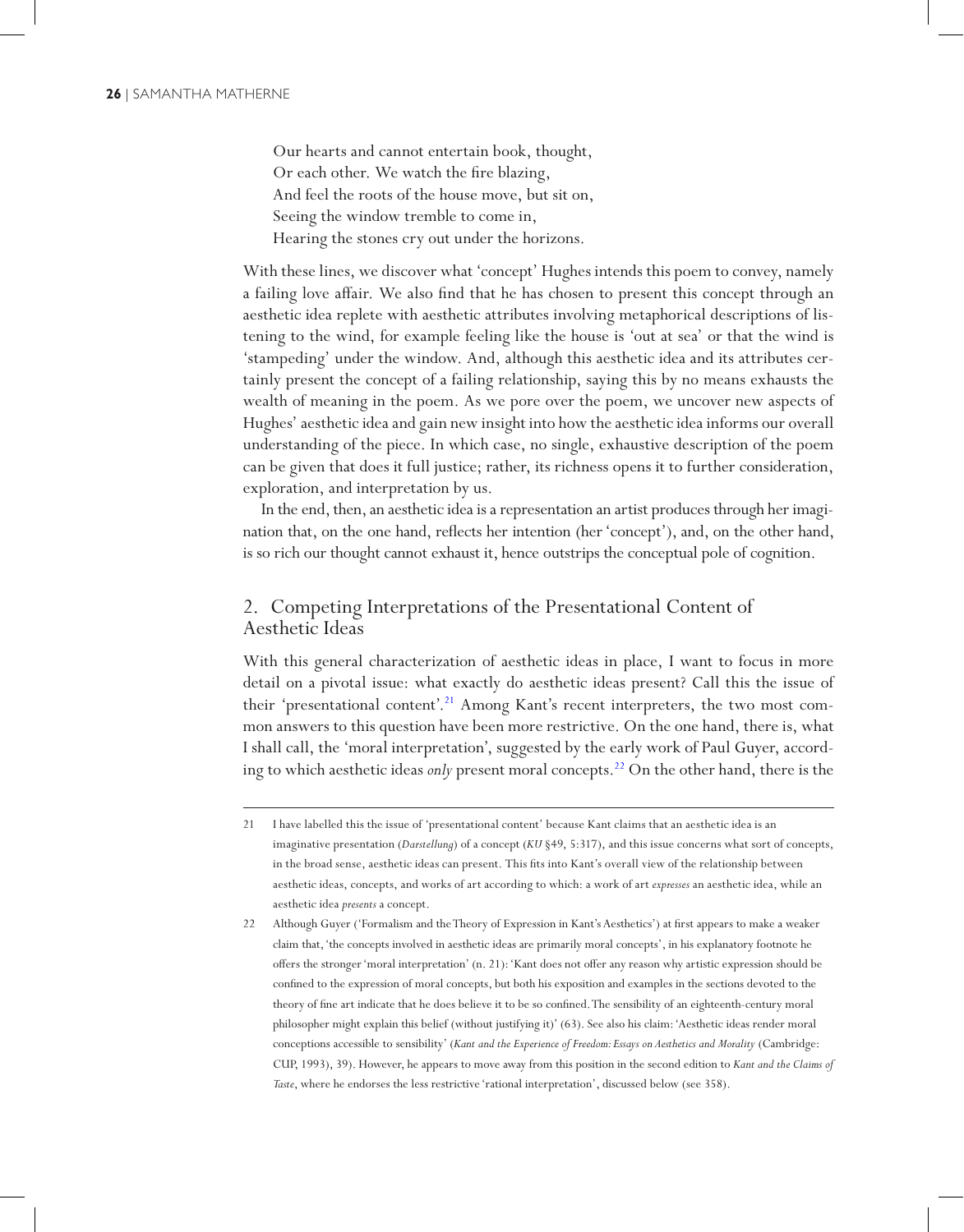Our hearts and cannot entertain book, thought,  
Or each other. We watch the fire blazing,  
And feel the roots of the house move, but sit on,  
Seeing the window tremble to come in,  
Hearing the stones cry out under the horizons.

With these lines, we discover what 'concept' Hughes intends this poem to convey, namely a failing love affair. We also find that he has chosen to present this concept through an aesthetic idea replete with aesthetic attributes involving metaphorical descriptions of listening to the wind, for example feeling like the house is 'out at sea' or that the wind is 'stampeding' under the window. And, although this aesthetic idea and its attributes certainly present the concept of a failing relationship, saying this by no means exhausts the wealth of meaning in the poem. As we pore over the poem, we uncover new aspects of Hughes' aesthetic idea and gain new insight into how the aesthetic idea informs our overall understanding of the piece. In which case, no single, exhaustive description of the poem can be given that does it full justice; rather, its richness opens it to further consideration, exploration, and interpretation by us.

In the end, then, an aesthetic idea is a representation an artist produces through her imagination that, on the one hand, reflects her intention (her 'concept'), and, on the other hand, is so rich our thought cannot exhaust it, hence outstrips the conceptual pole of cognition.

## 2. Competing Interpretations of the Presentational Content of Aesthetic Ideas

With this general characterization of aesthetic ideas in place, I want to focus in more detail on a pivotal issue: what exactly do aesthetic ideas present? Call this the issue of their 'presentational content'.[21] Among Kant's recent interpreters, the two most common answers to this question have been more restrictive. On the one hand, there is, what I shall call, the 'moral interpretation', suggested by the early work of Paul Guyer, according to which aesthetic ideas *only* present moral concepts.[22] On the other hand, there is the

---

21 I have labelled this the issue of 'presentational content' because Kant claims that an aesthetic idea is an imaginative presentation (*Darstellung*) of a concept (*KU* §49, 5:317), and this issue concerns what sort of concepts, in the broad sense, aesthetic ideas can present. This fits into Kant's overall view of the relationship between aesthetic ideas, concepts, and works of art according to which: a work of art *expresses* an aesthetic idea, while an aesthetic idea *presents* a concept.

22 Although Guyer ('Formalism and the Theory of Expression in Kant's Aesthetics') at first appears to make a weaker claim that, 'the concepts involved in aesthetic ideas are primarily moral concepts', in his explanatory footnote he offers the stronger 'moral interpretation' (n. 21): 'Kant does not offer any reason why artistic expression should be confined to the expression of moral concepts, but both his exposition and examples in the sections devoted to the theory of fine art indicate that he does believe it to be so confined. The sensibility of an eighteenth-century moral philosopher might explain this belief (without justifying it)' (63). See also his claim: 'Aesthetic ideas render moral conceptions accessible to sensibility' (*Kant and the Experience of Freedom: Essays on Aesthetics and Morality* (Cambridge: CUP, 1993), 39). However, he appears to move away from this position in the second edition to *Kant and the Claims of Taste*, where he endorses the less restrictive 'rational interpretation', discussed below (see 358).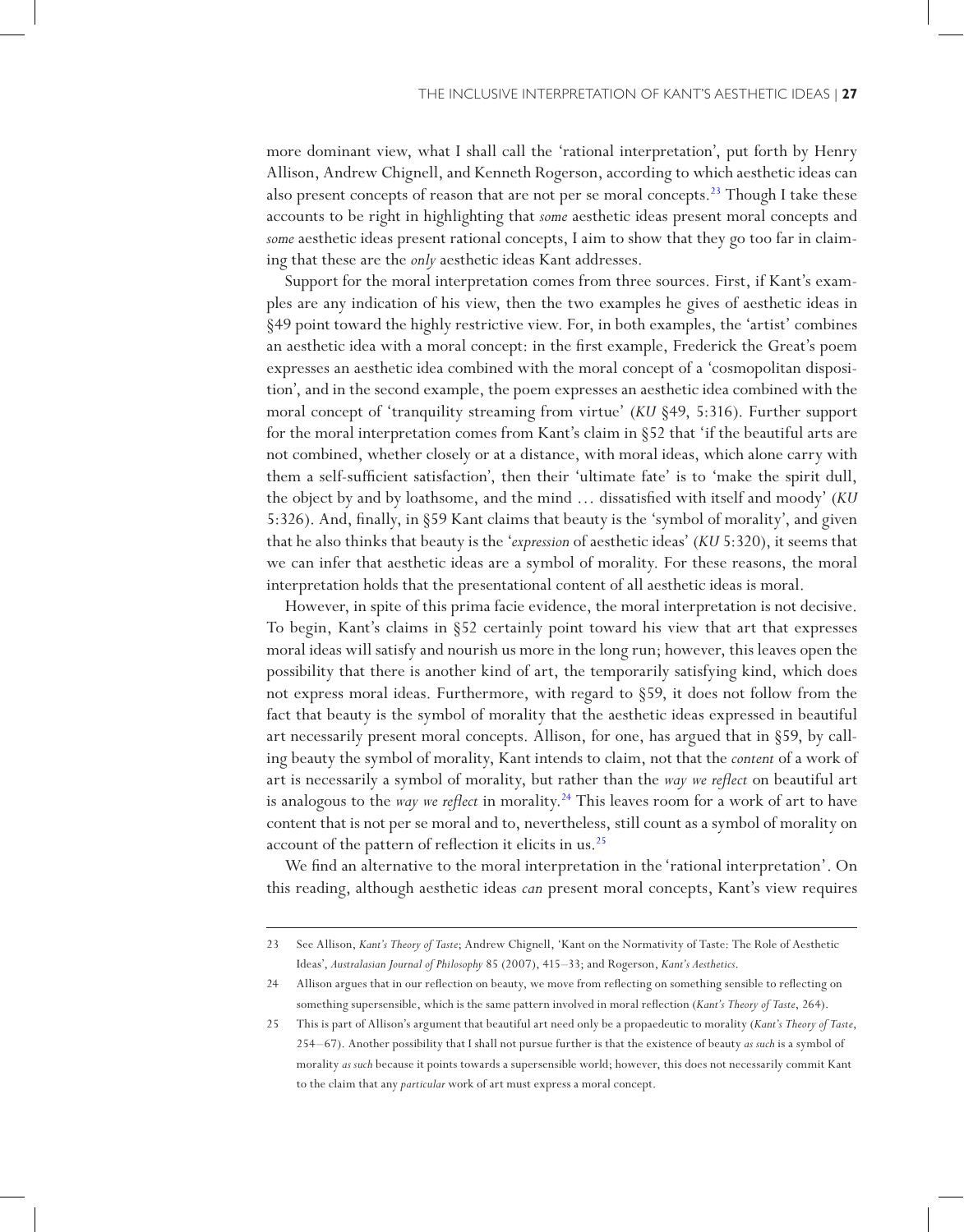more dominant view, what I shall call the 'rational interpretation', put forth by Henry Allison, Andrew Chignell, and Kenneth Rogerson, according to which aesthetic ideas can also present concepts of reason that are not per se moral concepts.[23] Though I take these accounts to be right in highlighting that *some* aesthetic ideas present moral concepts and *some* aesthetic ideas present rational concepts, I aim to show that they go too far in claiming that these are the *only* aesthetic ideas Kant addresses.

Support for the moral interpretation comes from three sources. First, if Kant's examples are any indication of his view, then the two examples he gives of aesthetic ideas in §49 point toward the highly restrictive view. For, in both examples, the 'artist' combines an aesthetic idea with a moral concept: in the first example, Frederick the Great's poem expresses an aesthetic idea combined with the moral concept of a 'cosmopolitan disposition', and in the second example, the poem expresses an aesthetic idea combined with the moral concept of 'tranquility streaming from virtue' (*KU* §49, 5:316). Further support for the moral interpretation comes from Kant's claim in §52 that 'if the beautiful arts are not combined, whether closely or at a distance, with moral ideas, which alone carry with them a self-sufficient satisfaction', then their 'ultimate fate' is to 'make the spirit dull, the object by and by loathsome, and the mind … dissatisfied with itself and moody' (*KU* 5:326). And, finally, in §59 Kant claims that beauty is the 'symbol of morality', and given that he also thinks that beauty is the '*expression* of aesthetic ideas' (*KU* 5:320), it seems that we can infer that aesthetic ideas are a symbol of morality. For these reasons, the moral interpretation holds that the presentational content of all aesthetic ideas is moral.

However, in spite of this prima facie evidence, the moral interpretation is not decisive. To begin, Kant's claims in §52 certainly point toward his view that art that expresses moral ideas will satisfy and nourish us more in the long run; however, this leaves open the possibility that there is another kind of art, the temporarily satisfying kind, which does not express moral ideas. Furthermore, with regard to §59, it does not follow from the fact that beauty is the symbol of morality that the aesthetic ideas expressed in beautiful art necessarily present moral concepts. Allison, for one, has argued that in §59, by calling beauty the symbol of morality, Kant intends to claim, not that the *content* of a work of art is necessarily a symbol of morality, but rather than the *way we reflect* on beautiful art is analogous to the *way we reflect* in morality.[24] This leaves room for a work of art to have content that is not per se moral and to, nevertheless, still count as a symbol of morality on account of the pattern of reflection it elicits in us.[25]

We find an alternative to the moral interpretation in the 'rational interpretation'. On this reading, although aesthetic ideas *can* present moral concepts, Kant's view requires

---

23 See Allison, *Kant's Theory of Taste*; Andrew Chignell, 'Kant on the Normativity of Taste: The Role of Aesthetic Ideas', *Australasian Journal of Philosophy* 85 (2007), 415–33; and Rogerson, *Kant's Aesthetics*.

24 Allison argues that in our reflection on beauty, we move from reflecting on something sensible to reflecting on something supersensible, which is the same pattern involved in moral reflection (*Kant's Theory of Taste*, 264).

25 This is part of Allison's argument that beautiful art need only be a propaedeutic to morality (*Kant's Theory of Taste*, 254–67). Another possibility that I shall not pursue further is that the existence of beauty *as such* is a symbol of morality *as such* because it points towards a supersensible world; however, this does not necessarily commit Kant to the claim that any *particular* work of art must express a moral concept.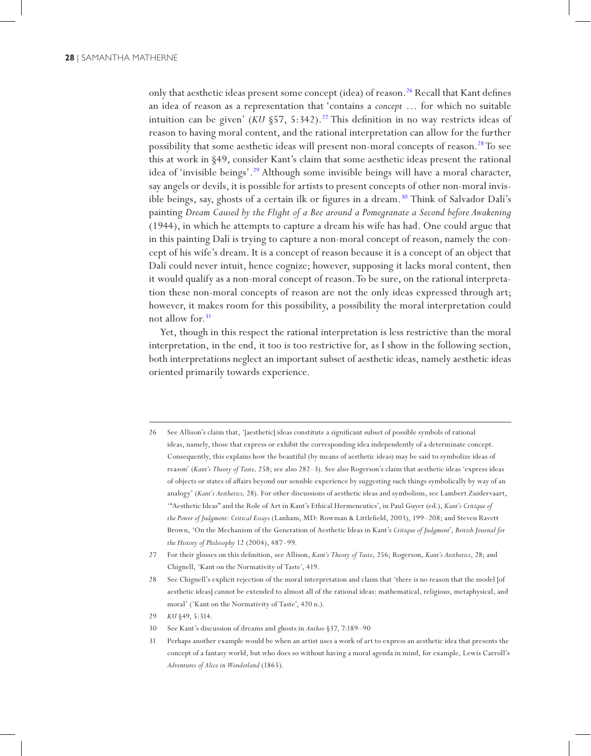only that aesthetic ideas present some concept (idea) of reason.[26] Recall that Kant defines an idea of reason as a representation that 'contains a *concept* ... for which no suitable intuition can be given' (*KU* §57, 5:342).[27] This definition in no way restricts ideas of reason to having moral content, and the rational interpretation can allow for the further possibility that some aesthetic ideas will present non-moral concepts of reason.[28] To see this at work in §49, consider Kant's claim that some aesthetic ideas present the rational idea of 'invisible beings'.[29] Although some invisible beings will have a moral character, say angels or devils, it is possible for artists to present concepts of other non-moral invisible beings, say, ghosts of a certain ilk or figures in a dream.[30] Think of Salvador Dalí's painting *Dream Caused by the Flight of a Bee around a Pomegranate a Second before Awakening* (1944), in which he attempts to capture a dream his wife has had. One could argue that in this painting Dalí is trying to capture a non-moral concept of reason, namely the concept of his wife's dream. It is a concept of reason because it is a concept of an object that Dalí could never intuit, hence cognize; however, supposing it lacks moral content, then it would qualify as a non-moral concept of reason. To be sure, on the rational interpretation these non-moral concepts of reason are not the only ideas expressed through art; however, it makes room for this possibility, a possibility the moral interpretation could not allow for.[31]

Yet, though in this respect the rational interpretation is less restrictive than the moral interpretation, in the end, it too is too restrictive for, as I show in the following section, both interpretations neglect an important subset of aesthetic ideas, namely aesthetic ideas oriented primarily towards experience.

---

26 See Allison's claim that, '[aesthetic] ideas constitute a significant subset of possible symbols of rational ideas, namely, those that express or exhibit the corresponding idea independently of a determinate concept. Consequently, this explains how the beautiful (by means of aesthetic ideas) may be said to symbolize ideas of reason' (*Kant's Theory of Taste,* 258; see also 282–3). See also Rogerson's claim that aesthetic ideas 'express ideas of objects or states of affairs beyond our sensible experience by suggesting such things symbolically by way of an analogy' (*Kant's Aesthetics,* 28). For other discussions of aesthetic ideas and symbolism, see Lambert Zuidervaart, '"Aesthetic Ideas" and the Role of Art in Kant's Ethical Hermeneutics', in Paul Guyer (ed.), *Kant's Critique of the Power of Judgment: Critical Essays* (Lanham, MD: Rowman & Littlefield, 2003), 199–208; and Steven Ravett Brown, 'On the Mechanism of the Generation of Aesthetic Ideas in Kant's *Critique of Judgment*', *British Journal for the History of Philosophy* 12 (2004), 487–99.

27 For their glosses on this definition, see Allison, *Kant's Theory of Taste*, 256; Rogerson, *Kant's Aesthetics*, 28; and Chignell, 'Kant on the Normativity of Taste', 419.

28 See Chignell's explicit rejection of the moral interpretation and claim that 'there is no reason that the model [of aesthetic ideas] cannot be extended to almost all of the rational ideas: mathematical, religious, metaphysical, and moral' ('Kant on the Normativity of Taste', 420 n.).

29 *KU* §49, 5:314.

30 See Kant's discussion of dreams and ghosts in *Anthro* §37, 7:189–90

31 Perhaps another example would be when an artist uses a work of art to express an aesthetic idea that presents the concept of a fantasy world, but who does so without having a moral agenda in mind, for example, Lewis Carroll's *Adventures of Alice in Wonderland* (1865).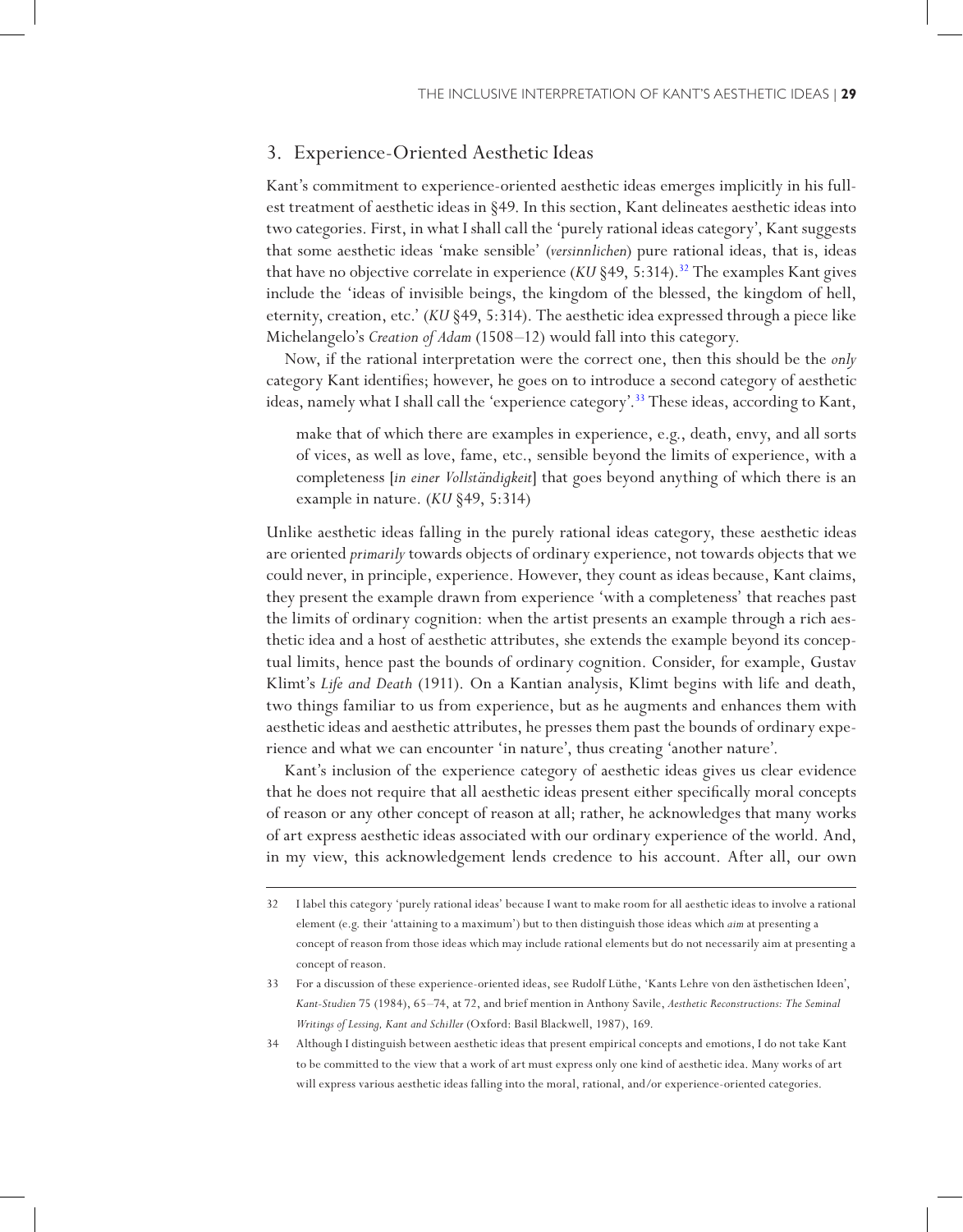## 3. Experience-Oriented Aesthetic Ideas

Kant's commitment to experience-oriented aesthetic ideas emerges implicitly in his fullest treatment of aesthetic ideas in §49. In this section, Kant delineates aesthetic ideas into two categories. First, in what I shall call the 'purely rational ideas category', Kant suggests that some aesthetic ideas 'make sensible' (*versinnlichen*) pure rational ideas, that is, ideas that have no objective correlate in experience (*KU* §49, 5:314).[32] The examples Kant gives include the 'ideas of invisible beings, the kingdom of the blessed, the kingdom of hell, eternity, creation, etc.' (*KU* §49, 5:314). The aesthetic idea expressed through a piece like Michelangelo's *Creation of Adam* (1508–12) would fall into this category.

Now, if the rational interpretation were the correct one, then this should be the *only* category Kant identifies; however, he goes on to introduce a second category of aesthetic ideas, namely what I shall call the 'experience category'.[33] These ideas, according to Kant,

> make that of which there are examples in experience, e.g., death, envy, and all sorts of vices, as well as love, fame, etc., sensible beyond the limits of experience, with a completeness [*in einer Vollständigkeit*] that goes beyond anything of which there is an example in nature. (*KU* §49, 5:314)

Unlike aesthetic ideas falling in the purely rational ideas category, these aesthetic ideas are oriented *primarily* towards objects of ordinary experience, not towards objects that we could never, in principle, experience. However, they count as ideas because, Kant claims, they present the example drawn from experience 'with a completeness' that reaches past the limits of ordinary cognition: when the artist presents an example through a rich aesthetic idea and a host of aesthetic attributes, she extends the example beyond its conceptual limits, hence past the bounds of ordinary cognition. Consider, for example, Gustav Klimt's *Life and Death* (1911). On a Kantian analysis, Klimt begins with life and death, two things familiar to us from experience, but as he augments and enhances them with aesthetic ideas and aesthetic attributes, he presses them past the bounds of ordinary experience and what we can encounter 'in nature', thus creating 'another nature'.

Kant's inclusion of the experience category of aesthetic ideas gives us clear evidence that he does not require that all aesthetic ideas present either specifically moral concepts of reason or any other concept of reason at all; rather, he acknowledges that many works of art express aesthetic ideas associated with our ordinary experience of the world. And, in my view, this acknowledgement lends credence to his account. After all, our own

---

32 I label this category 'purely rational ideas' because I want to make room for all aesthetic ideas to involve a rational element (e.g. their 'attaining to a maximum') but to then distinguish those ideas which *aim* at presenting a concept of reason from those ideas which may include rational elements but do not necessarily aim at presenting a concept of reason.

33 For a discussion of these experience-oriented ideas, see Rudolf Lüthe, 'Kants Lehre von den ästhetischen Ideen', *Kant-Studien* 75 (1984), 65–74, at 72, and brief mention in Anthony Savile, *Aesthetic Reconstructions: The Seminal Writings of Lessing, Kant and Schiller* (Oxford: Basil Blackwell, 1987), 169.

34 Although I distinguish between aesthetic ideas that present empirical concepts and emotions, I do not take Kant to be committed to the view that a work of art must express only one kind of aesthetic idea. Many works of art will express various aesthetic ideas falling into the moral, rational, and/or experience-oriented categories.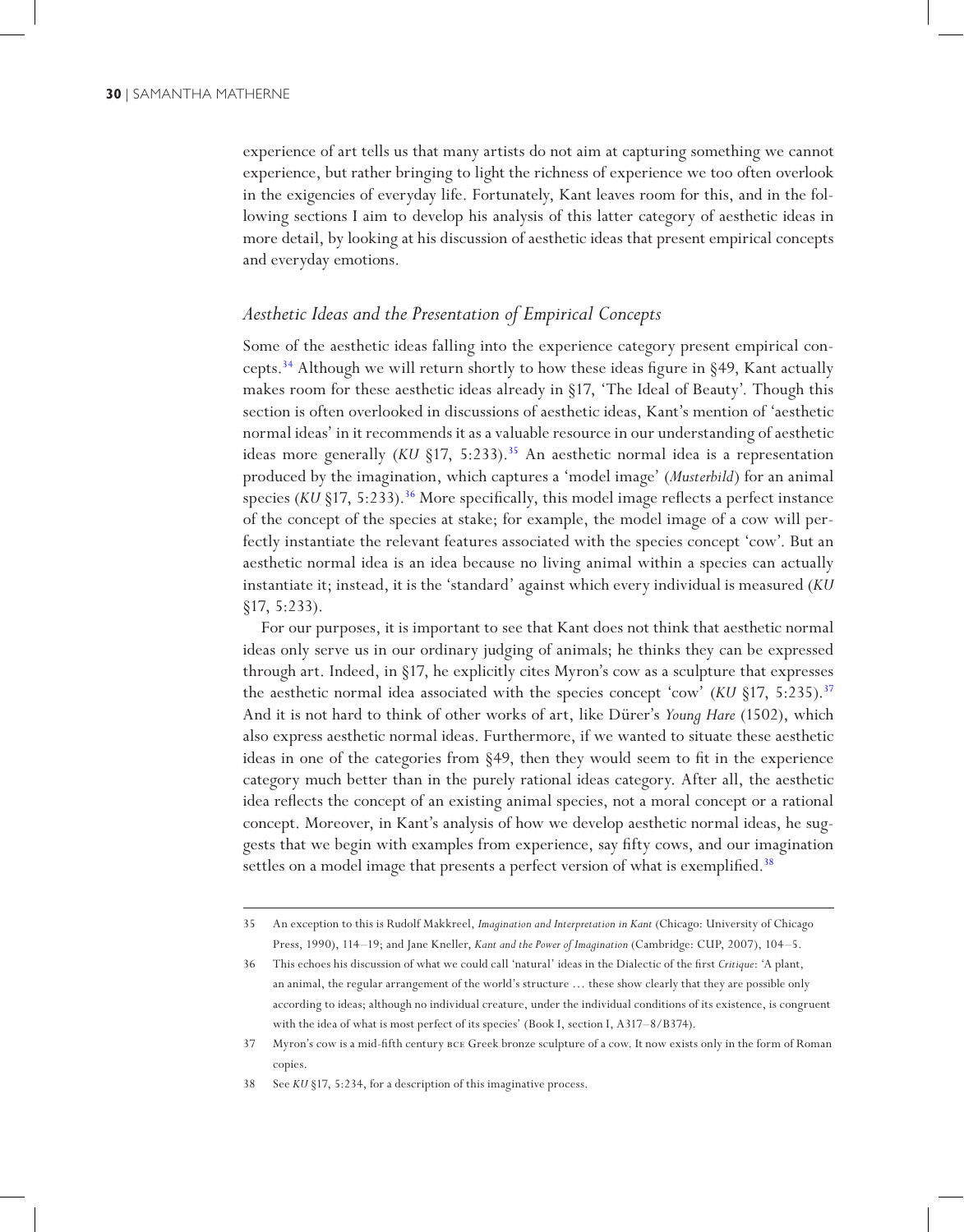experience of art tells us that many artists do not aim at capturing something we cannot experience, but rather bringing to light the richness of experience we too often overlook in the exigencies of everyday life. Fortunately, Kant leaves room for this, and in the following sections I aim to develop his analysis of this latter category of aesthetic ideas in more detail, by looking at his discussion of aesthetic ideas that present empirical concepts and everyday emotions.

### *Aesthetic Ideas and the Presentation of Empirical Concepts*

Some of the aesthetic ideas falling into the experience category present empirical concepts.[34] Although we will return shortly to how these ideas figure in §49, Kant actually makes room for these aesthetic ideas already in §17, 'The Ideal of Beauty'. Though this section is often overlooked in discussions of aesthetic ideas, Kant's mention of 'aesthetic normal ideas' in it recommends it as a valuable resource in our understanding of aesthetic ideas more generally (*KU* §17, 5:233).[35] An aesthetic normal idea is a representation produced by the imagination, which captures a 'model image' (*Musterbild*) for an animal species (*KU* §17, 5:233).[36] More specifically, this model image reflects a perfect instance of the concept of the species at stake; for example, the model image of a cow will perfectly instantiate the relevant features associated with the species concept 'cow'. But an aesthetic normal idea is an idea because no living animal within a species can actually instantiate it; instead, it is the 'standard' against which every individual is measured (*KU* §17, 5:233).

For our purposes, it is important to see that Kant does not think that aesthetic normal ideas only serve us in our ordinary judging of animals; he thinks they can be expressed through art. Indeed, in §17, he explicitly cites Myron's cow as a sculpture that expresses the aesthetic normal idea associated with the species concept 'cow' (*KU* §17, 5:235).[37] And it is not hard to think of other works of art, like Dürer's *Young Hare* (1502), which also express aesthetic normal ideas. Furthermore, if we wanted to situate these aesthetic ideas in one of the categories from §49, then they would seem to fit in the experience category much better than in the purely rational ideas category. After all, the aesthetic idea reflects the concept of an existing animal species, not a moral concept or a rational concept. Moreover, in Kant's analysis of how we develop aesthetic normal ideas, he suggests that we begin with examples from experience, say fifty cows, and our imagination settles on a model image that presents a perfect version of what is exemplified.[38]

---

35 An exception to this is Rudolf Makkreel, *Imagination and Interpretation in Kant* (Chicago: University of Chicago Press, 1990), 114–19; and Jane Kneller, *Kant and the Power of Imagination* (Cambridge: CUP, 2007), 104–5.

36 This echoes his discussion of what we could call 'natural' ideas in the Dialectic of the first *Critique*: 'A plant, an animal, the regular arrangement of the world's structure … these show clearly that they are possible only according to ideas; although no individual creature, under the individual conditions of its existence, is congruent with the idea of what is most perfect of its species' (Book I, section I, A317–8/B374).

37 Myron's cow is a mid-fifth century BCE Greek bronze sculpture of a cow. It now exists only in the form of Roman copies.

38 See *KU* §17, 5:234, for a description of this imaginative process.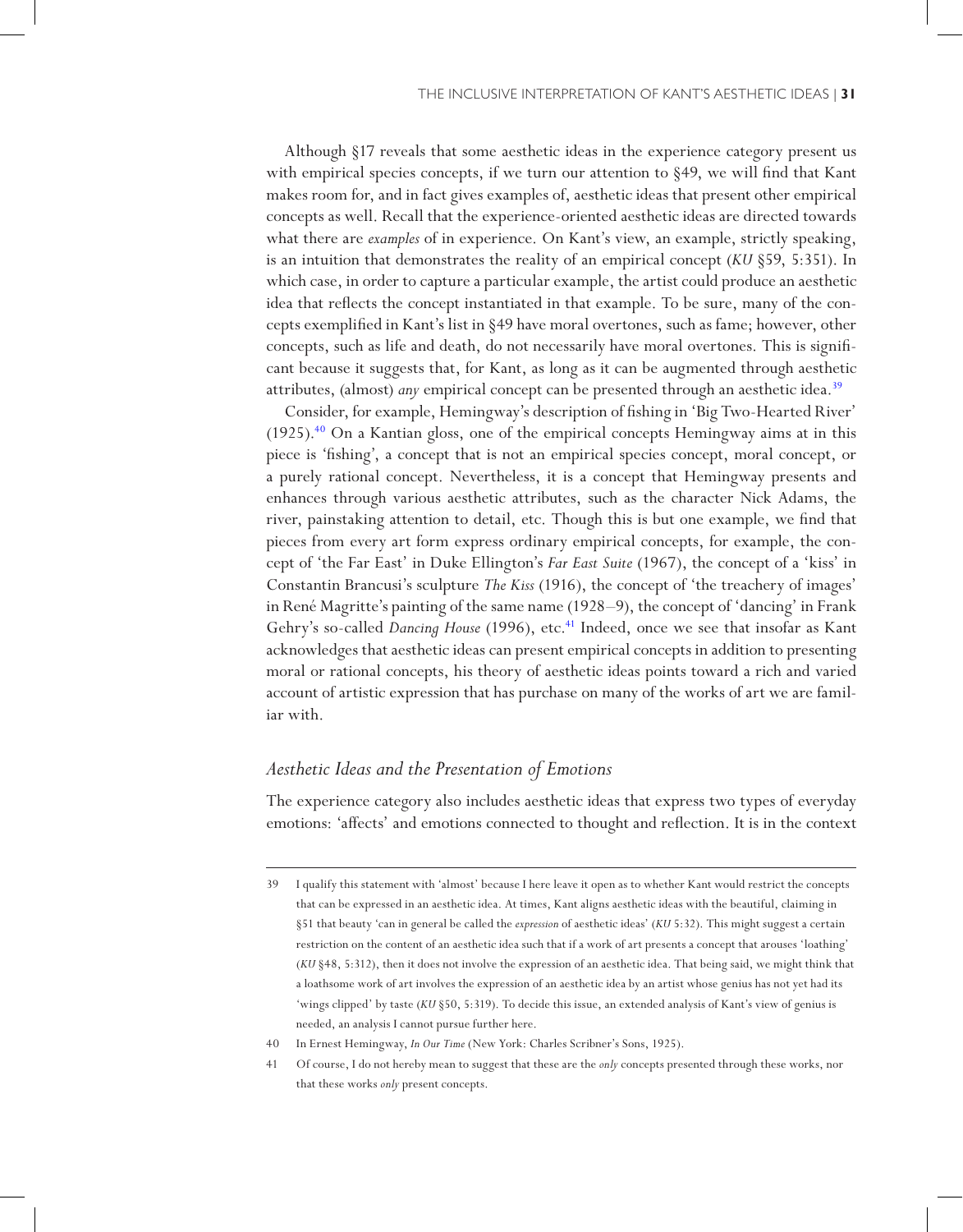Although §17 reveals that some aesthetic ideas in the experience category present us with empirical species concepts, if we turn our attention to §49, we will find that Kant makes room for, and in fact gives examples of, aesthetic ideas that present other empirical concepts as well. Recall that the experience-oriented aesthetic ideas are directed towards what there are *examples* of in experience. On Kant's view, an example, strictly speaking, is an intuition that demonstrates the reality of an empirical concept (*KU* §59, 5:351). In which case, in order to capture a particular example, the artist could produce an aesthetic idea that reflects the concept instantiated in that example. To be sure, many of the concepts exemplified in Kant's list in §49 have moral overtones, such as fame; however, other concepts, such as life and death, do not necessarily have moral overtones. This is significant because it suggests that, for Kant, as long as it can be augmented through aesthetic attributes, (almost) *any* empirical concept can be presented through an aesthetic idea.[39]

Consider, for example, Hemingway's description of fishing in 'Big Two-Hearted River' (1925).[40] On a Kantian gloss, one of the empirical concepts Hemingway aims at in this piece is 'fishing', a concept that is not an empirical species concept, moral concept, or a purely rational concept. Nevertheless, it is a concept that Hemingway presents and enhances through various aesthetic attributes, such as the character Nick Adams, the river, painstaking attention to detail, etc. Though this is but one example, we find that pieces from every art form express ordinary empirical concepts, for example, the concept of 'the Far East' in Duke Ellington's *Far East Suite* (1967), the concept of a 'kiss' in Constantin Brancusi's sculpture *The Kiss* (1916), the concept of 'the treachery of images' in René Magritte's painting of the same name (1928–9), the concept of 'dancing' in Frank Gehry's so-called *Dancing House* (1996), etc.[41] Indeed, once we see that insofar as Kant acknowledges that aesthetic ideas can present empirical concepts in addition to presenting moral or rational concepts, his theory of aesthetic ideas points toward a rich and varied account of artistic expression that has purchase on many of the works of art we are familiar with.

### *Aesthetic Ideas and the Presentation of Emotions*

The experience category also includes aesthetic ideas that express two types of everyday emotions: 'affects' and emotions connected to thought and reflection. It is in the context

---

39 I qualify this statement with 'almost' because I here leave it open as to whether Kant would restrict the concepts that can be expressed in an aesthetic idea. At times, Kant aligns aesthetic ideas with the beautiful, claiming in §51 that beauty 'can in general be called the *expression* of aesthetic ideas' (*KU* 5:32). This might suggest a certain restriction on the content of an aesthetic idea such that if a work of art presents a concept that arouses 'loathing' (*KU* §48, 5:312), then it does not involve the expression of an aesthetic idea. That being said, we might think that a loathsome work of art involves the expression of an aesthetic idea by an artist whose genius has not yet had its 'wings clipped' by taste (*KU* §50, 5:319). To decide this issue, an extended analysis of Kant's view of genius is needed, an analysis I cannot pursue further here.

40 In Ernest Hemingway, *In Our Time* (New York: Charles Scribner's Sons, 1925).

41 Of course, I do not hereby mean to suggest that these are the *only* concepts presented through these works, nor that these works *only* present concepts.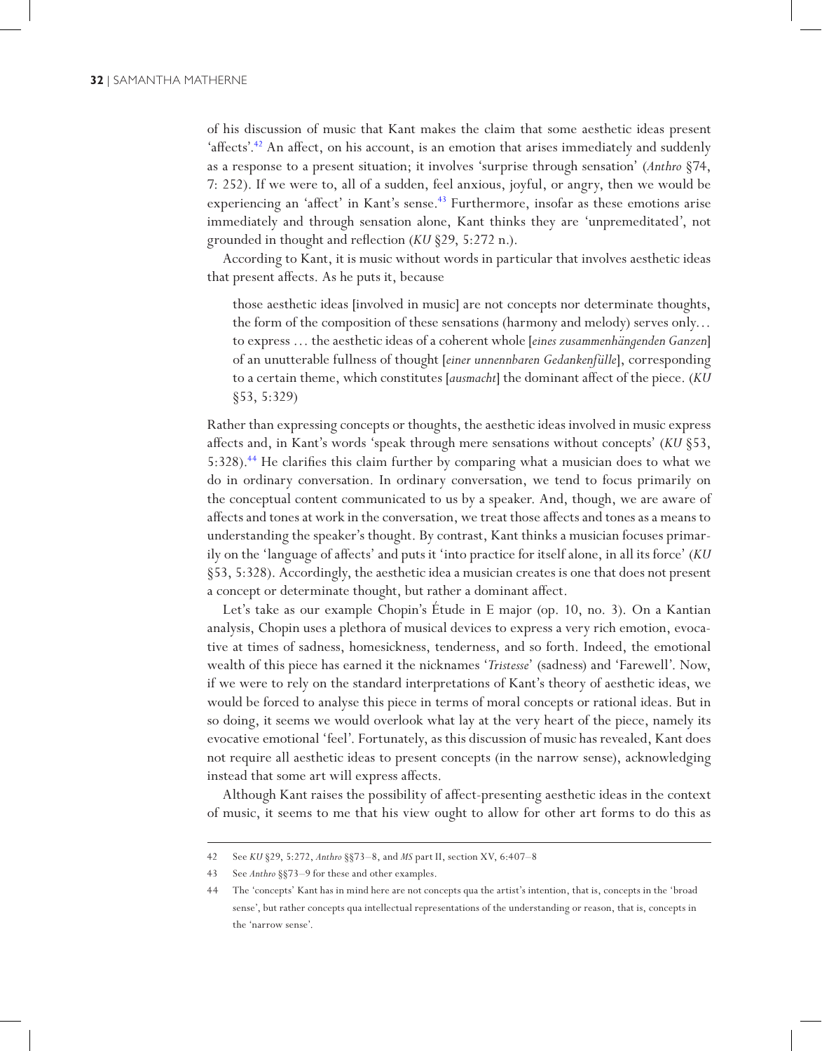of his discussion of music that Kant makes the claim that some aesthetic ideas present 'affects'.[42] An affect, on his account, is an emotion that arises immediately and suddenly as a response to a present situation; it involves 'surprise through sensation' (*Anthro* §74, 7: 252). If we were to, all of a sudden, feel anxious, joyful, or angry, then we would be experiencing an 'affect' in Kant's sense.[43] Furthermore, insofar as these emotions arise immediately and through sensation alone, Kant thinks they are 'unpremeditated', not grounded in thought and reflection (*KU* §29, 5:272 n.).

According to Kant, it is music without words in particular that involves aesthetic ideas that present affects. As he puts it, because

> those aesthetic ideas [involved in music] are not concepts nor determinate thoughts, the form of the composition of these sensations (harmony and melody) serves only… to express … the aesthetic ideas of a coherent whole [*eines zusammenhängenden Ganzen*] of an unutterable fullness of thought [*einer unnennbaren Gedankenfülle*], corresponding to a certain theme, which constitutes [*ausmacht*] the dominant affect of the piece. (*KU* §53, 5:329)

Rather than expressing concepts or thoughts, the aesthetic ideas involved in music express affects and, in Kant's words 'speak through mere sensations without concepts' (*KU* §53, 5:328).[44] He clarifies this claim further by comparing what a musician does to what we do in ordinary conversation. In ordinary conversation, we tend to focus primarily on the conceptual content communicated to us by a speaker. And, though, we are aware of affects and tones at work in the conversation, we treat those affects and tones as a means to understanding the speaker's thought. By contrast, Kant thinks a musician focuses primarily on the 'language of affects' and puts it 'into practice for itself alone, in all its force' (*KU* §53, 5:328). Accordingly, the aesthetic idea a musician creates is one that does not present a concept or determinate thought, but rather a dominant affect.

Let's take as our example Chopin's Étude in E major (op. 10, no. 3). On a Kantian analysis, Chopin uses a plethora of musical devices to express a very rich emotion, evocative at times of sadness, homesickness, tenderness, and so forth. Indeed, the emotional wealth of this piece has earned it the nicknames '*Tristesse*' (sadness) and 'Farewell'. Now, if we were to rely on the standard interpretations of Kant's theory of aesthetic ideas, we would be forced to analyse this piece in terms of moral concepts or rational ideas. But in so doing, it seems we would overlook what lay at the very heart of the piece, namely its evocative emotional 'feel'. Fortunately, as this discussion of music has revealed, Kant does not require all aesthetic ideas to present concepts (in the narrow sense), acknowledging instead that some art will express affects.

Although Kant raises the possibility of affect-presenting aesthetic ideas in the context of music, it seems to me that his view ought to allow for other art forms to do this as

---

42 See *KU* §29, 5:272, *Anthro* §§73–8, and *MS* part II, section XV, 6:407–8

43 See *Anthro* §§73–9 for these and other examples.

44 The 'concepts' Kant has in mind here are not concepts qua the artist's intention, that is, concepts in the 'broad sense', but rather concepts qua intellectual representations of the understanding or reason, that is, concepts in the 'narrow sense'.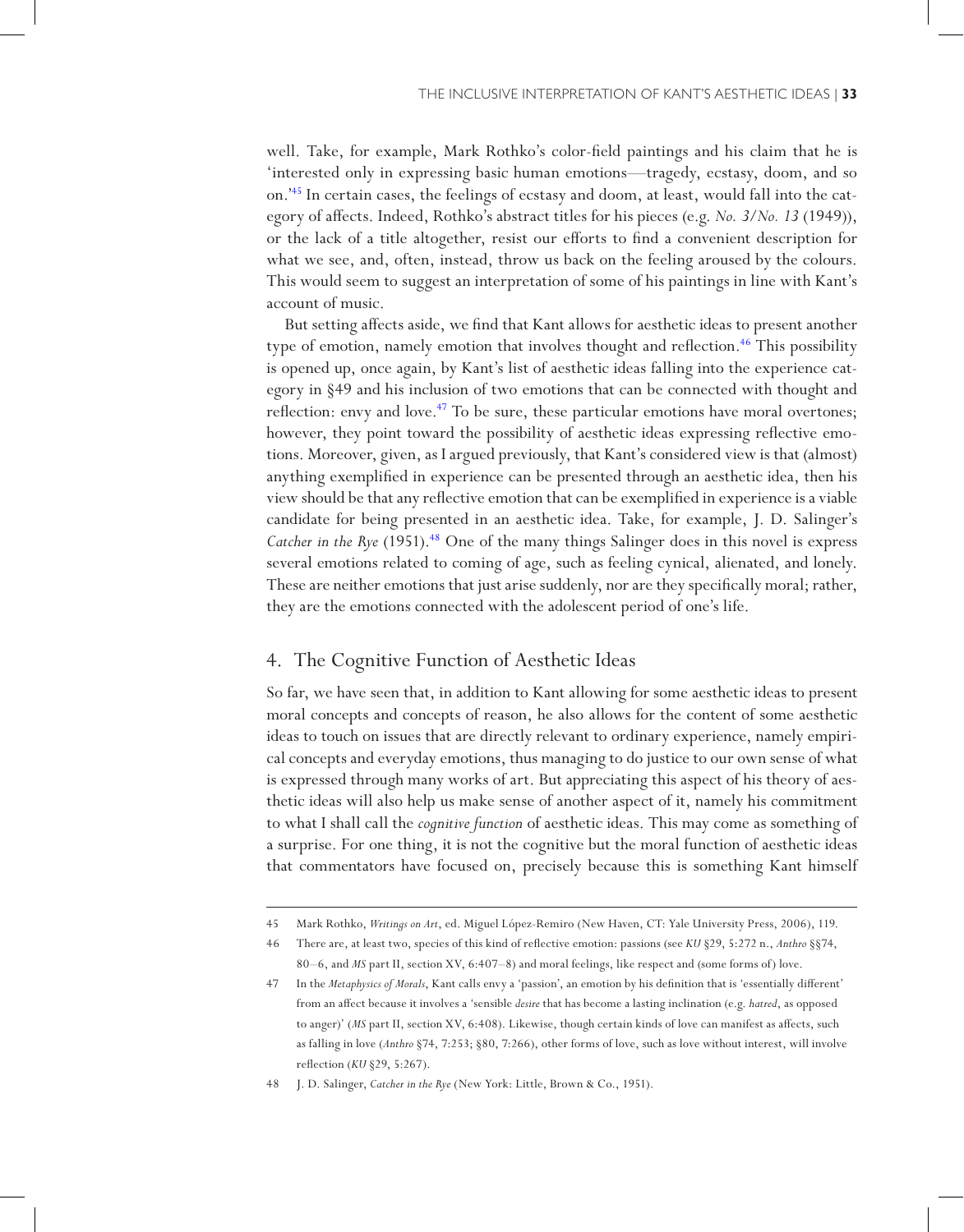well. Take, for example, Mark Rothko's color-field paintings and his claim that he is 'interested only in expressing basic human emotions—tragedy, ecstasy, doom, and so on.'[45] In certain cases, the feelings of ecstasy and doom, at least, would fall into the category of affects. Indeed, Rothko's abstract titles for his pieces (e.g. *No. 3/No. 13* (1949)), or the lack of a title altogether, resist our efforts to find a convenient description for what we see, and, often, instead, throw us back on the feeling aroused by the colours. This would seem to suggest an interpretation of some of his paintings in line with Kant's account of music.

But setting affects aside, we find that Kant allows for aesthetic ideas to present another type of emotion, namely emotion that involves thought and reflection.[46] This possibility is opened up, once again, by Kant's list of aesthetic ideas falling into the experience category in §49 and his inclusion of two emotions that can be connected with thought and reflection: envy and love.[47] To be sure, these particular emotions have moral overtones; however, they point toward the possibility of aesthetic ideas expressing reflective emotions. Moreover, given, as I argued previously, that Kant's considered view is that (almost) anything exemplified in experience can be presented through an aesthetic idea, then his view should be that any reflective emotion that can be exemplified in experience is a viable candidate for being presented in an aesthetic idea. Take, for example, J. D. Salinger's *Catcher in the Rye* (1951).[48] One of the many things Salinger does in this novel is express several emotions related to coming of age, such as feeling cynical, alienated, and lonely. These are neither emotions that just arise suddenly, nor are they specifically moral; rather, they are the emotions connected with the adolescent period of one's life.

## 4. The Cognitive Function of Aesthetic Ideas

So far, we have seen that, in addition to Kant allowing for some aesthetic ideas to present moral concepts and concepts of reason, he also allows for the content of some aesthetic ideas to touch on issues that are directly relevant to ordinary experience, namely empirical concepts and everyday emotions, thus managing to do justice to our own sense of what is expressed through many works of art. But appreciating this aspect of his theory of aesthetic ideas will also help us make sense of another aspect of it, namely his commitment to what I shall call the *cognitive function* of aesthetic ideas. This may come as something of a surprise. For one thing, it is not the cognitive but the moral function of aesthetic ideas that commentators have focused on, precisely because this is something Kant himself

---

45 Mark Rothko, *Writings on Art*, ed. Miguel López-Remiro (New Haven, CT: Yale University Press, 2006), 119.

46 There are, at least two, species of this kind of reflective emotion: passions (see *KU* §29, 5:272 n., *Anthro* §§74, 80–6, and *MS* part II, section XV, 6:407–8) and moral feelings, like respect and (some forms of) love.

47 In the *Metaphysics of Morals*, Kant calls envy a 'passion', an emotion by his definition that is 'essentially different' from an affect because it involves a 'sensible *desire* that has become a lasting inclination (e.g. *hatred*, as opposed to anger)' (*MS* part II, section XV, 6:408). Likewise, though certain kinds of love can manifest as affects, such as falling in love (*Anthro* §74, 7:253; §80, 7:266), other forms of love, such as love without interest, will involve reflection (*KU* §29, 5:267).

48 J. D. Salinger, *Catcher in the Rye* (New York: Little, Brown & Co., 1951).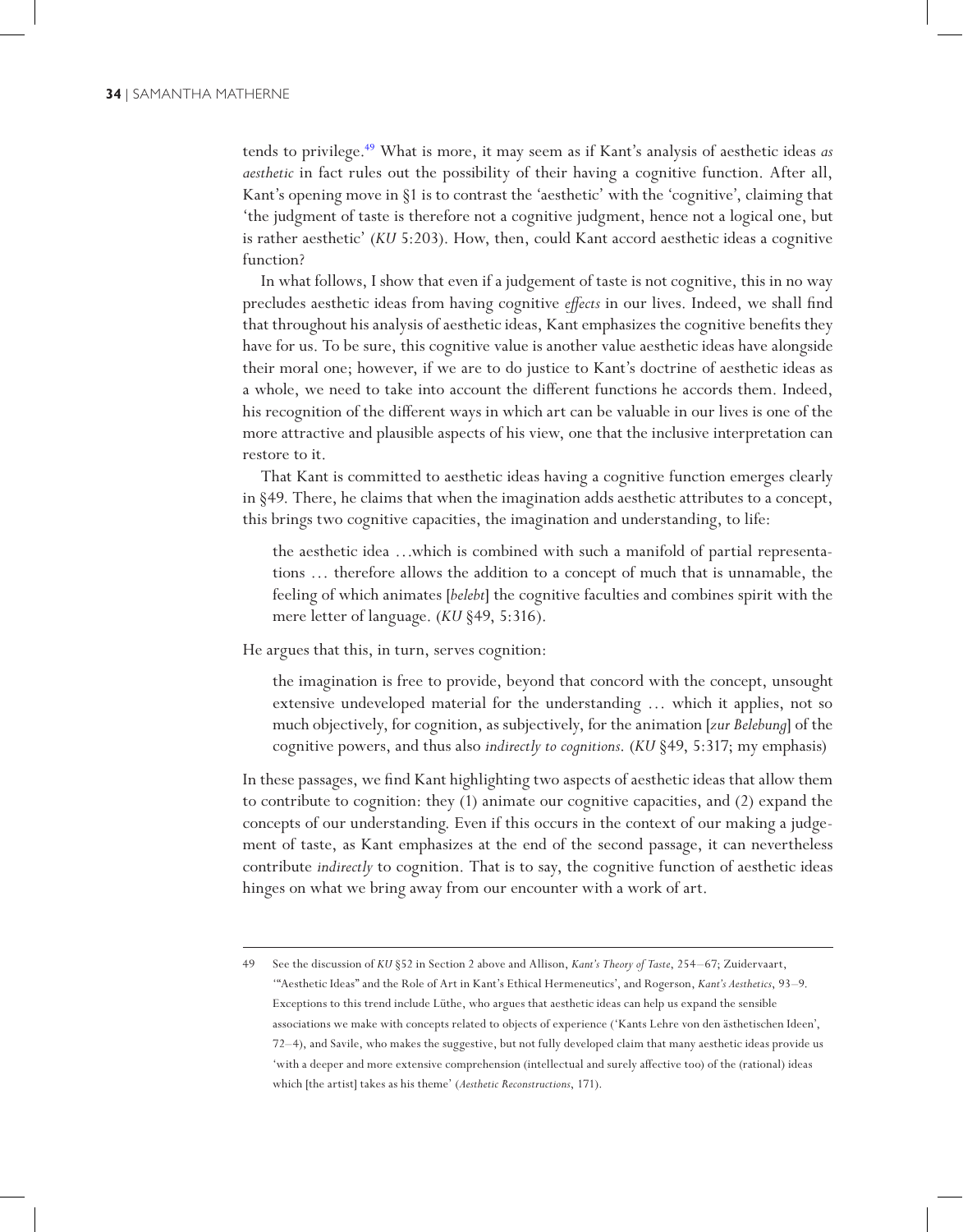tends to privilege.[49] What is more, it may seem as if Kant's analysis of aesthetic ideas *as aesthetic* in fact rules out the possibility of their having a cognitive function. After all, Kant's opening move in §1 is to contrast the 'aesthetic' with the 'cognitive', claiming that 'the judgment of taste is therefore not a cognitive judgment, hence not a logical one, but is rather aesthetic' (*KU* 5:203). How, then, could Kant accord aesthetic ideas a cognitive function?

In what follows, I show that even if a judgement of taste is not cognitive, this in no way precludes aesthetic ideas from having cognitive *effects* in our lives. Indeed, we shall find that throughout his analysis of aesthetic ideas, Kant emphasizes the cognitive benefits they have for us. To be sure, this cognitive value is another value aesthetic ideas have alongside their moral one; however, if we are to do justice to Kant's doctrine of aesthetic ideas as a whole, we need to take into account the different functions he accords them. Indeed, his recognition of the different ways in which art can be valuable in our lives is one of the more attractive and plausible aspects of his view, one that the inclusive interpretation can restore to it.

That Kant is committed to aesthetic ideas having a cognitive function emerges clearly in §49. There, he claims that when the imagination adds aesthetic attributes to a concept, this brings two cognitive capacities, the imagination and understanding, to life:

> the aesthetic idea …which is combined with such a manifold of partial representations … therefore allows the addition to a concept of much that is unnamable, the feeling of which animates [*belebt*] the cognitive faculties and combines spirit with the mere letter of language. (*KU* §49, 5:316).

He argues that this, in turn, serves cognition:

> the imagination is free to provide, beyond that concord with the concept, unsought extensive undeveloped material for the understanding … which it applies, not so much objectively, for cognition, as subjectively, for the animation [*zur Belebung*] of the cognitive powers, and thus also *indirectly to cognitions*. (*KU* §49, 5:317; my emphasis)

In these passages, we find Kant highlighting two aspects of aesthetic ideas that allow them to contribute to cognition: they (1) animate our cognitive capacities, and (2) expand the concepts of our understanding. Even if this occurs in the context of our making a judgement of taste, as Kant emphasizes at the end of the second passage, it can nevertheless contribute *indirectly* to cognition. That is to say, the cognitive function of aesthetic ideas hinges on what we bring away from our encounter with a work of art.

---

49 See the discussion of *KU* §52 in Section 2 above and Allison, *Kant's Theory of Taste*, 254–67; Zuidervaart, '"Aesthetic Ideas" and the Role of Art in Kant's Ethical Hermeneutics', and Rogerson, *Kant's Aesthetics*, 93–9. Exceptions to this trend include Lüthe, who argues that aesthetic ideas can help us expand the sensible associations we make with concepts related to objects of experience ('Kants Lehre von den ästhetischen Ideen', 72–4), and Savile, who makes the suggestive, but not fully developed claim that many aesthetic ideas provide us 'with a deeper and more extensive comprehension (intellectual and surely affective too) of the (rational) ideas which [the artist] takes as his theme' (*Aesthetic Reconstructions*, 171).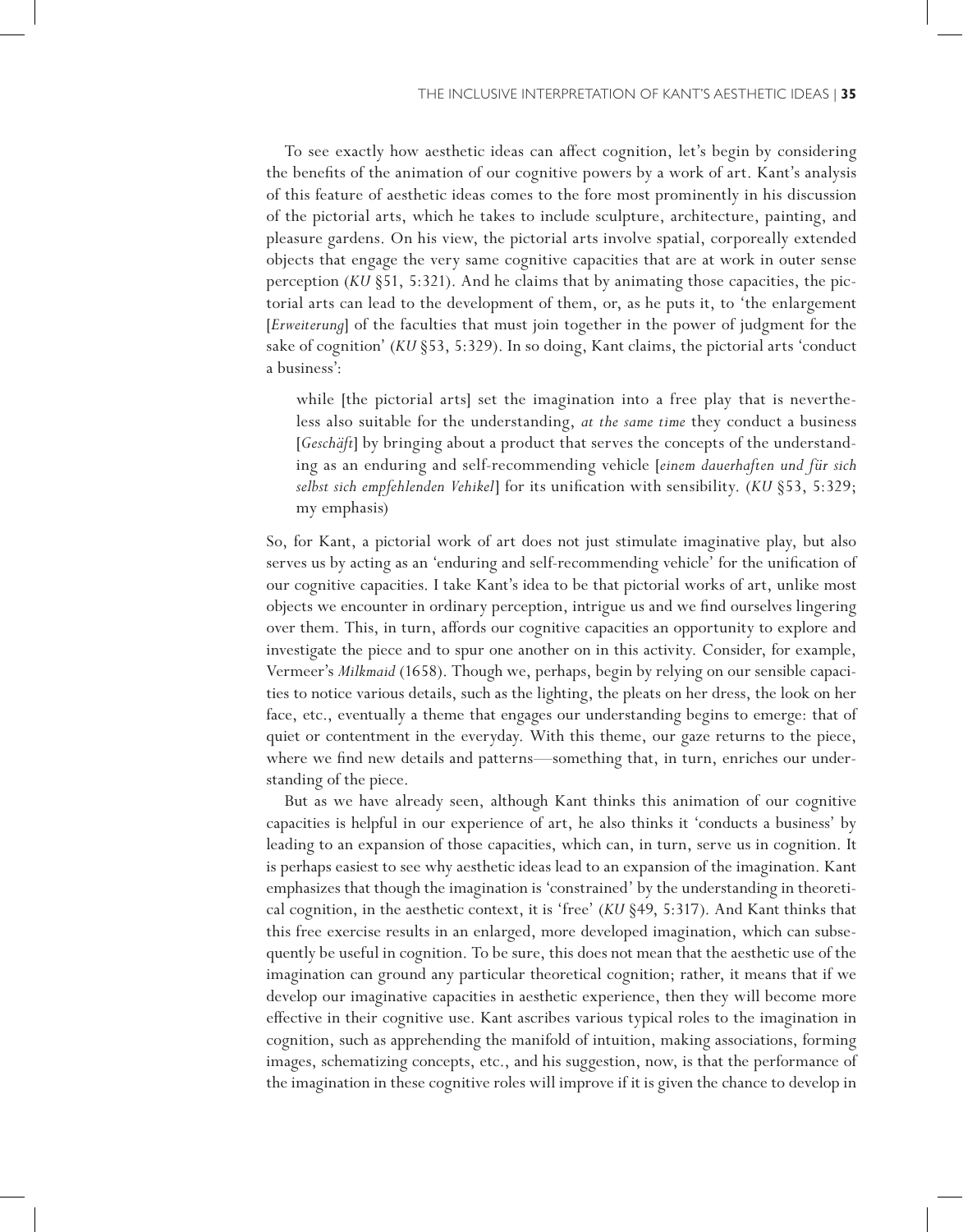To see exactly how aesthetic ideas can affect cognition, let's begin by considering the benefits of the animation of our cognitive powers by a work of art. Kant's analysis of this feature of aesthetic ideas comes to the fore most prominently in his discussion of the pictorial arts, which he takes to include sculpture, architecture, painting, and pleasure gardens. On his view, the pictorial arts involve spatial, corporeally extended objects that engage the very same cognitive capacities that are at work in outer sense perception (*KU* §51, 5:321). And he claims that by animating those capacities, the pictorial arts can lead to the development of them, or, as he puts it, to 'the enlargement [*Erweiterung*] of the faculties that must join together in the power of judgment for the sake of cognition' (*KU* §53, 5:329). In so doing, Kant claims, the pictorial arts 'conduct a business':

> while [the pictorial arts] set the imagination into a free play that is nevertheless also suitable for the understanding, *at the same time* they conduct a business [*Geschäft*] by bringing about a product that serves the concepts of the understanding as an enduring and self-recommending vehicle [*einem dauerhaften und für sich selbst sich empfehlenden Vehikel*] for its unification with sensibility. (*KU* §53, 5:329; my emphasis)

So, for Kant, a pictorial work of art does not just stimulate imaginative play, but also serves us by acting as an 'enduring and self-recommending vehicle' for the unification of our cognitive capacities. I take Kant's idea to be that pictorial works of art, unlike most objects we encounter in ordinary perception, intrigue us and we find ourselves lingering over them. This, in turn, affords our cognitive capacities an opportunity to explore and investigate the piece and to spur one another on in this activity. Consider, for example, Vermeer's *Milkmaid* (1658). Though we, perhaps, begin by relying on our sensible capacities to notice various details, such as the lighting, the pleats on her dress, the look on her face, etc., eventually a theme that engages our understanding begins to emerge: that of quiet or contentment in the everyday. With this theme, our gaze returns to the piece, where we find new details and patterns—something that, in turn, enriches our understanding of the piece.

But as we have already seen, although Kant thinks this animation of our cognitive capacities is helpful in our experience of art, he also thinks it 'conducts a business' by leading to an expansion of those capacities, which can, in turn, serve us in cognition. It is perhaps easiest to see why aesthetic ideas lead to an expansion of the imagination. Kant emphasizes that though the imagination is 'constrained' by the understanding in theoretical cognition, in the aesthetic context, it is 'free' (*KU* §49, 5:317). And Kant thinks that this free exercise results in an enlarged, more developed imagination, which can subsequently be useful in cognition. To be sure, this does not mean that the aesthetic use of the imagination can ground any particular theoretical cognition; rather, it means that if we develop our imaginative capacities in aesthetic experience, then they will become more effective in their cognitive use. Kant ascribes various typical roles to the imagination in cognition, such as apprehending the manifold of intuition, making associations, forming images, schematizing concepts, etc., and his suggestion, now, is that the performance of the imagination in these cognitive roles will improve if it is given the chance to develop in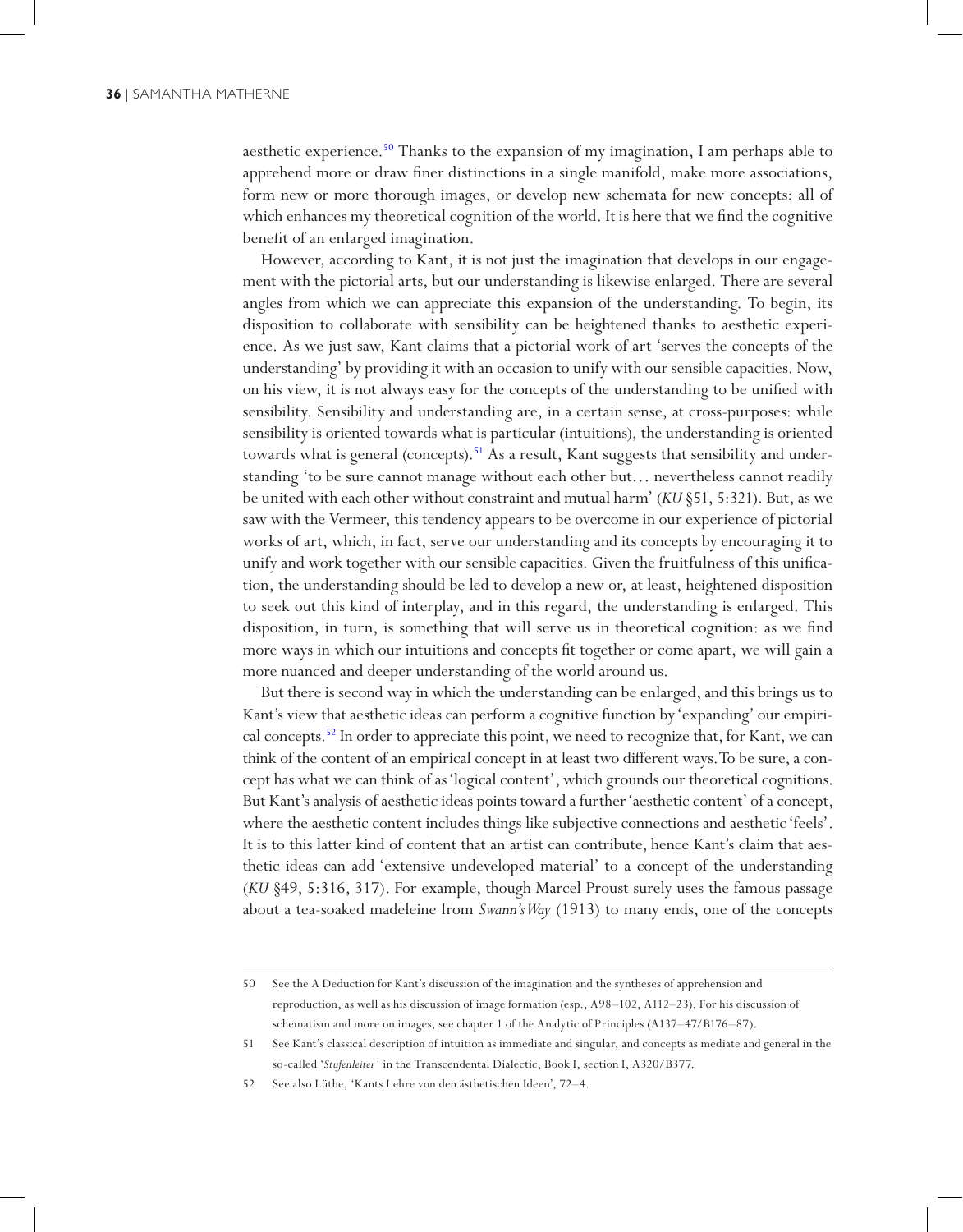aesthetic experience.[50] Thanks to the expansion of my imagination, I am perhaps able to apprehend more or draw finer distinctions in a single manifold, make more associations, form new or more thorough images, or develop new schemata for new concepts: all of which enhances my theoretical cognition of the world. It is here that we find the cognitive benefit of an enlarged imagination.

However, according to Kant, it is not just the imagination that develops in our engagement with the pictorial arts, but our understanding is likewise enlarged. There are several angles from which we can appreciate this expansion of the understanding. To begin, its disposition to collaborate with sensibility can be heightened thanks to aesthetic experience. As we just saw, Kant claims that a pictorial work of art 'serves the concepts of the understanding' by providing it with an occasion to unify with our sensible capacities. Now, on his view, it is not always easy for the concepts of the understanding to be unified with sensibility. Sensibility and understanding are, in a certain sense, at cross-purposes: while sensibility is oriented towards what is particular (intuitions), the understanding is oriented towards what is general (concepts).[51] As a result, Kant suggests that sensibility and understanding 'to be sure cannot manage without each other but… nevertheless cannot readily be united with each other without constraint and mutual harm' (*KU* §51, 5:321). But, as we saw with the Vermeer, this tendency appears to be overcome in our experience of pictorial works of art, which, in fact, serve our understanding and its concepts by encouraging it to unify and work together with our sensible capacities. Given the fruitfulness of this unification, the understanding should be led to develop a new or, at least, heightened disposition to seek out this kind of interplay, and in this regard, the understanding is enlarged. This disposition, in turn, is something that will serve us in theoretical cognition: as we find more ways in which our intuitions and concepts fit together or come apart, we will gain a more nuanced and deeper understanding of the world around us.

But there is second way in which the understanding can be enlarged, and this brings us to Kant's view that aesthetic ideas can perform a cognitive function by 'expanding' our empirical concepts.[52] In order to appreciate this point, we need to recognize that, for Kant, we can think of the content of an empirical concept in at least two different ways. To be sure, a concept has what we can think of as 'logical content', which grounds our theoretical cognitions. But Kant's analysis of aesthetic ideas points toward a further 'aesthetic content' of a concept, where the aesthetic content includes things like subjective connections and aesthetic 'feels'. It is to this latter kind of content that an artist can contribute, hence Kant's claim that aesthetic ideas can add 'extensive undeveloped material' to a concept of the understanding (*KU* §49, 5:316, 317). For example, though Marcel Proust surely uses the famous passage about a tea-soaked madeleine from *Swann's Way* (1913) to many ends, one of the concepts

---

50 See the A Deduction for Kant's discussion of the imagination and the syntheses of apprehension and reproduction, as well as his discussion of image formation (esp., A98–102, A112–23). For his discussion of schematism and more on images, see chapter 1 of the Analytic of Principles (A137–47/B176–87).

51 See Kant's classical description of intuition as immediate and singular, and concepts as mediate and general in the so-called '*Stufenleiter*' in the Transcendental Dialectic, Book I, section I, A320/B377.

52 See also Lüthe, 'Kants Lehre von den ästhetischen Ideen', 72–4.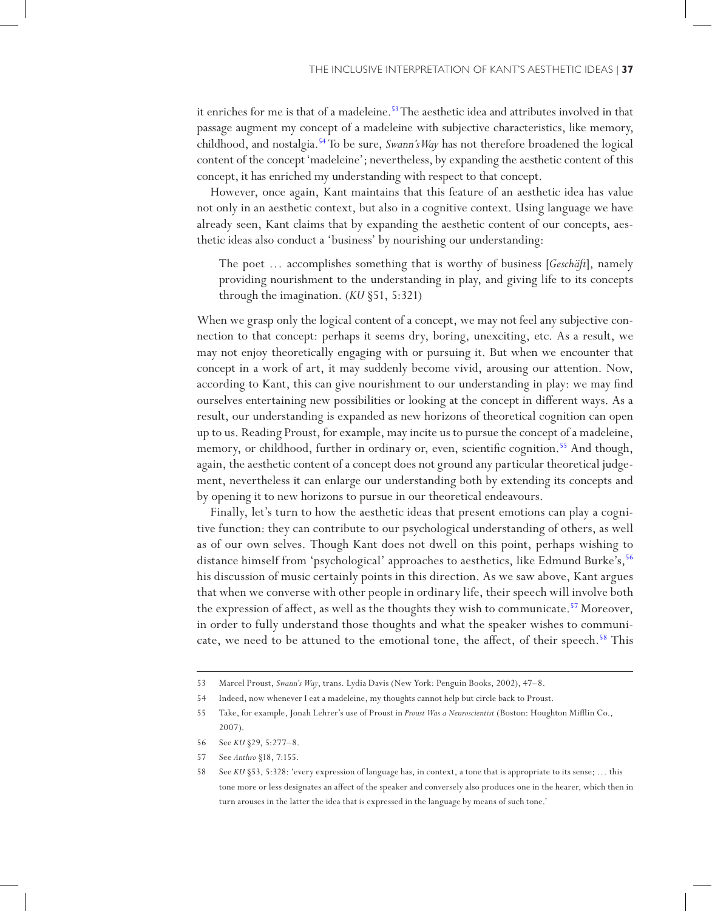it enriches for me is that of a madeleine.[53] The aesthetic idea and attributes involved in that passage augment my concept of a madeleine with subjective characteristics, like memory, childhood, and nostalgia.[54] To be sure, *Swann's Way* has not therefore broadened the logical content of the concept 'madeleine'; nevertheless, by expanding the aesthetic content of this concept, it has enriched my understanding with respect to that concept.

However, once again, Kant maintains that this feature of an aesthetic idea has value not only in an aesthetic context, but also in a cognitive context. Using language we have already seen, Kant claims that by expanding the aesthetic content of our concepts, aesthetic ideas also conduct a 'business' by nourishing our understanding:

> The poet … accomplishes something that is worthy of business [*Geschäft*], namely providing nourishment to the understanding in play, and giving life to its concepts through the imagination. (*KU* §51, 5:321)

When we grasp only the logical content of a concept, we may not feel any subjective connection to that concept: perhaps it seems dry, boring, unexciting, etc. As a result, we may not enjoy theoretically engaging with or pursuing it. But when we encounter that concept in a work of art, it may suddenly become vivid, arousing our attention. Now, according to Kant, this can give nourishment to our understanding in play: we may find ourselves entertaining new possibilities or looking at the concept in different ways. As a result, our understanding is expanded as new horizons of theoretical cognition can open up to us. Reading Proust, for example, may incite us to pursue the concept of a madeleine, memory, or childhood, further in ordinary or, even, scientific cognition.[55] And though, again, the aesthetic content of a concept does not ground any particular theoretical judgement, nevertheless it can enlarge our understanding both by extending its concepts and by opening it to new horizons to pursue in our theoretical endeavours.

Finally, let's turn to how the aesthetic ideas that present emotions can play a cognitive function: they can contribute to our psychological understanding of others, as well as of our own selves. Though Kant does not dwell on this point, perhaps wishing to distance himself from 'psychological' approaches to aesthetics, like Edmund Burke's,[56] his discussion of music certainly points in this direction. As we saw above, Kant argues that when we converse with other people in ordinary life, their speech will involve both the expression of affect, as well as the thoughts they wish to communicate.[57] Moreover, in order to fully understand those thoughts and what the speaker wishes to communicate, we need to be attuned to the emotional tone, the affect, of their speech.[58] This

---

53 Marcel Proust, *Swann's Way*, trans. Lydia Davis (New York: Penguin Books, 2002), 47–8.

54 Indeed, now whenever I eat a madeleine, my thoughts cannot help but circle back to Proust.

55 Take, for example, Jonah Lehrer's use of Proust in *Proust Was a Neuroscientist* (Boston: Houghton Mifflin Co., 2007).

56 See *KU* §29, 5:277–8.

57 See *Anthro* §18, 7:155.

58 See *KU* §53, 5:328: 'every expression of language has, in context, a tone that is appropriate to its sense; … this tone more or less designates an affect of the speaker and conversely also produces one in the hearer, which then in turn arouses in the latter the idea that is expressed in the language by means of such tone.'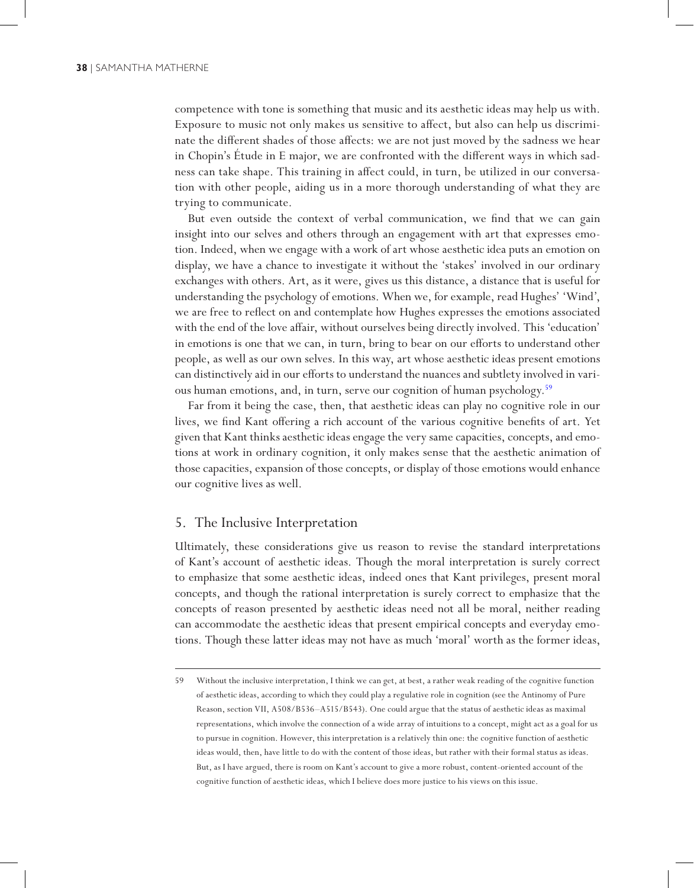competence with tone is something that music and its aesthetic ideas may help us with. Exposure to music not only makes us sensitive to affect, but also can help us discriminate the different shades of those affects: we are not just moved by the sadness we hear in Chopin's Étude in E major, we are confronted with the different ways in which sadness can take shape. This training in affect could, in turn, be utilized in our conversation with other people, aiding us in a more thorough understanding of what they are trying to communicate.

But even outside the context of verbal communication, we find that we can gain insight into our selves and others through an engagement with art that expresses emotion. Indeed, when we engage with a work of art whose aesthetic idea puts an emotion on display, we have a chance to investigate it without the 'stakes' involved in our ordinary exchanges with others. Art, as it were, gives us this distance, a distance that is useful for understanding the psychology of emotions. When we, for example, read Hughes' 'Wind', we are free to reflect on and contemplate how Hughes expresses the emotions associated with the end of the love affair, without ourselves being directly involved. This 'education' in emotions is one that we can, in turn, bring to bear on our efforts to understand other people, as well as our own selves. In this way, art whose aesthetic ideas present emotions can distinctively aid in our efforts to understand the nuances and subtlety involved in various human emotions, and, in turn, serve our cognition of human psychology.[59]

Far from it being the case, then, that aesthetic ideas can play no cognitive role in our lives, we find Kant offering a rich account of the various cognitive benefits of art. Yet given that Kant thinks aesthetic ideas engage the very same capacities, concepts, and emotions at work in ordinary cognition, it only makes sense that the aesthetic animation of those capacities, expansion of those concepts, or display of those emotions would enhance our cognitive lives as well.

## 5. The Inclusive Interpretation

Ultimately, these considerations give us reason to revise the standard interpretations of Kant's account of aesthetic ideas. Though the moral interpretation is surely correct to emphasize that some aesthetic ideas, indeed ones that Kant privileges, present moral concepts, and though the rational interpretation is surely correct to emphasize that the concepts of reason presented by aesthetic ideas need not all be moral, neither reading can accommodate the aesthetic ideas that present empirical concepts and everyday emotions. Though these latter ideas may not have as much 'moral' worth as the former ideas,

---

59 Without the inclusive interpretation, I think we can get, at best, a rather weak reading of the cognitive function of aesthetic ideas, according to which they could play a regulative role in cognition (see the Antinomy of Pure Reason, section VII, A508/B536–A515/B543). One could argue that the status of aesthetic ideas as maximal representations, which involve the connection of a wide array of intuitions to a concept, might act as a goal for us to pursue in cognition. However, this interpretation is a relatively thin one: the cognitive function of aesthetic ideas would, then, have little to do with the content of those ideas, but rather with their formal status as ideas. But, as I have argued, there is room on Kant's account to give a more robust, content-oriented account of the cognitive function of aesthetic ideas, which I believe does more justice to his views on this issue.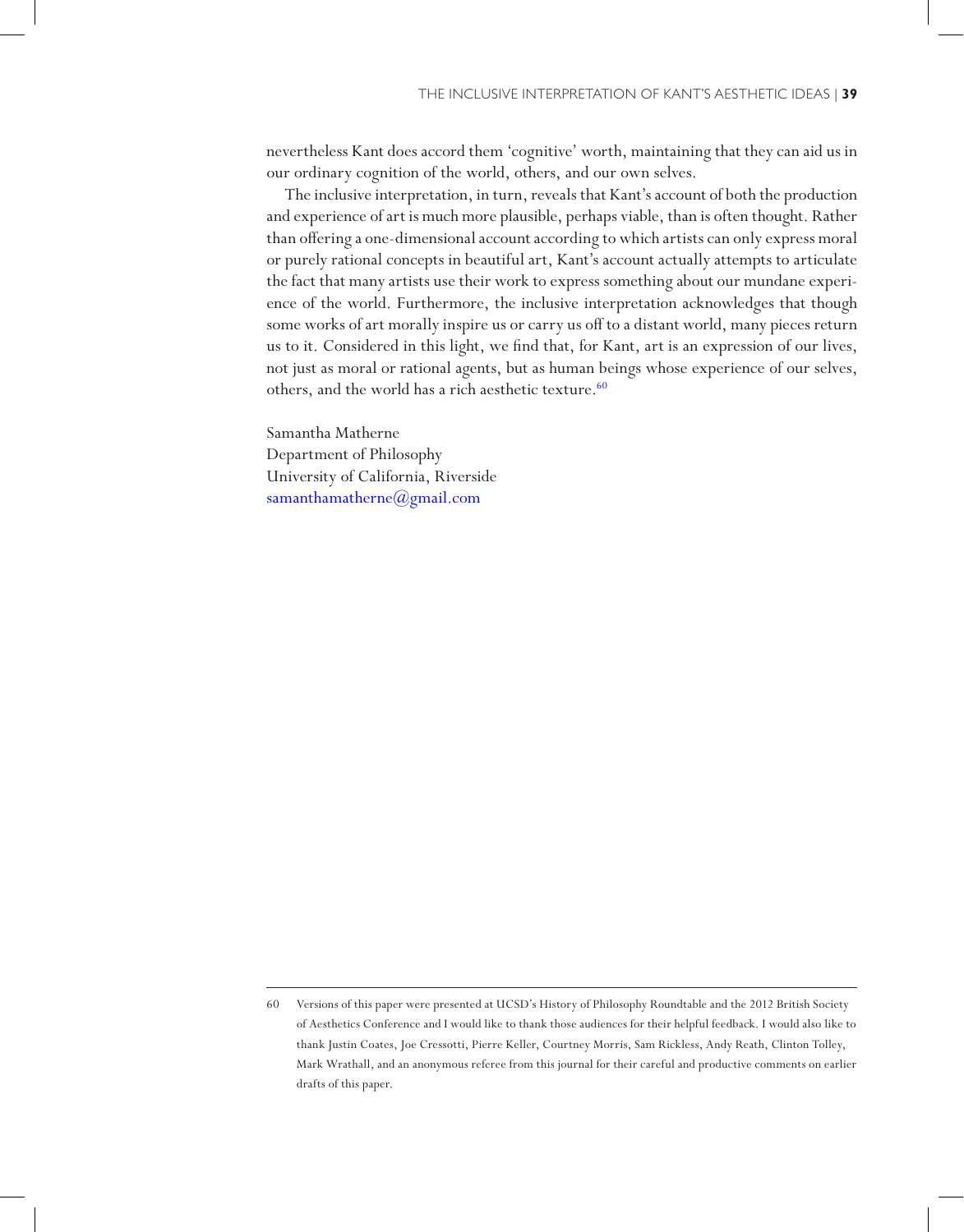nevertheless Kant does accord them 'cognitive' worth, maintaining that they can aid us in our ordinary cognition of the world, others, and our own selves.

The inclusive interpretation, in turn, reveals that Kant's account of both the production and experience of art is much more plausible, perhaps viable, than is often thought. Rather than offering a one-dimensional account according to which artists can only express moral or purely rational concepts in beautiful art, Kant's account actually attempts to articulate the fact that many artists use their work to express something about our mundane experience of the world. Furthermore, the inclusive interpretation acknowledges that though some works of art morally inspire us or carry us off to a distant world, many pieces return us to it. Considered in this light, we find that, for Kant, art is an expression of our lives, not just as moral or rational agents, but as human beings whose experience of our selves, others, and the world has a rich aesthetic texture.[60]

Samantha Matherne
Department of Philosophy
University of California, Riverside
samanthamatherne@gmail.com

---

60 Versions of this paper were presented at UCSD's History of Philosophy Roundtable and the 2012 British Society of Aesthetics Conference and I would like to thank those audiences for their helpful feedback. I would also like to thank Justin Coates, Joe Cressotti, Pierre Keller, Courtney Morris, Sam Rickless, Andy Reath, Clinton Tolley, Mark Wrathall, and an anonymous referee from this journal for their careful and productive comments on earlier drafts of this paper.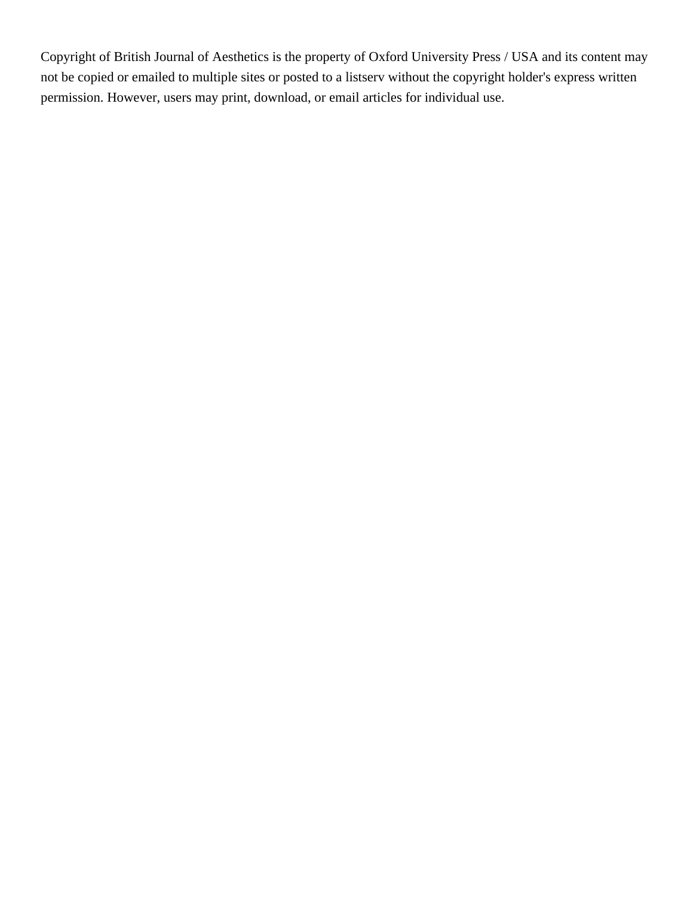Copyright of British Journal of Aesthetics is the property of Oxford University Press / USA and its content may not be copied or emailed to multiple sites or posted to a listserv without the copyright holder's express written permission. However, users may print, download, or email articles for individual use.